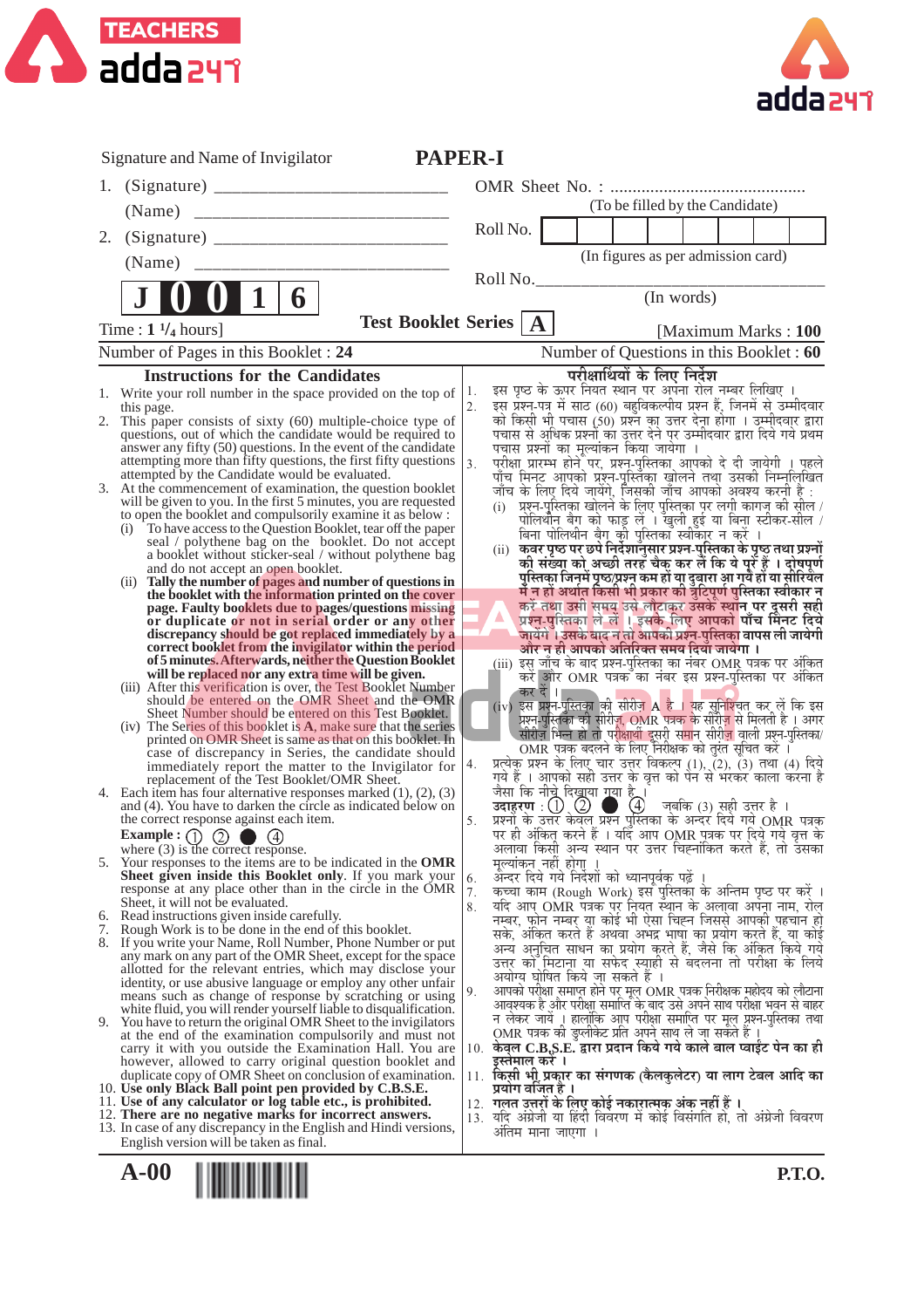Signature and Name of Invigilator

# PAPER-I

1. (Signature) ______________________________

   (Name) ______________________________

2. (Signature) ______________________________

   (Name) ______________________________

OMR Sheet No. : ...............................................

(To be filled by the Candidate)

Roll No. | | | | | | | | |

(In figures as per admission card)

Roll No.________________________________

(In words)

**J 0 0 1 6**

Time : 1 $^1/_4$ hours]

**Test Booklet Series** **A**

[Maximum Marks : **100**

Number of Pages in this Booklet : **24**

Number of Questions in this Booklet : **60**

## Instructions for the Candidates

1. Write your roll number in the space provided on the top of this page.
2. This paper consists of sixty (60) multiple-choice type of questions, out of which the candidate would be required to answer any fifty (50) questions. In the event of the candidate attempting more than fifty questions, the first fifty questions attempted by the Candidate would be evaluated.
3. At the commencement of examination, the question booklet will be given to you. In the first 5 minutes, you are requested to open the booklet and compulsorily examine it as below :
   (i) To have access to the Question Booklet, tear off the paper seal / polythene bag on the booklet. Do not accept a booklet without sticker-seal / without polythene bag and do not accept an open booklet.
   (ii) **Tally the number of pages and number of questions in the booklet with the information printed on the cover page. Faulty booklets due to pages/questions missing or duplicate or not in serial order or any other discrepancy should be got replaced immediately by a correct booklet from the invigilator within the period of 5 minutes. Afterwards, neither the Question Booklet will be replaced nor any extra time will be given.**
   (iii) After this verification is over, the Test Booklet Number should be entered on the OMR Sheet and the OMR Sheet Number should be entered on this Test Booklet.
   (iv) The Series of this booklet is **A**, make sure that the series printed on OMR Sheet is same as that on this booklet. In case of discrepancy in Series, the candidate should immediately report the matter to the Invigilator for replacement of the Test Booklet/OMR Sheet.
4. Each item has four alternative responses marked (1), (2), (3) and (4). You have to darken the circle as indicated below on the correct response against each item.
   **Example :** ① ② ● ④
   where (3) is the correct response.
5. Your responses to the items are to be indicated in the **OMR Sheet given inside this Booklet only**. If you mark your response at any place other than in the circle in the OMR Sheet, it will not be evaluated.
6. Read instructions given inside carefully.
7. Rough Work is to be done in the end of this booklet.
8. If you write your Name, Roll Number, Phone Number or put any mark on any part of the OMR Sheet, except for the space allotted for the relevant entries, which may disclose your identity, or use abusive language or employ any other unfair means such as change of response by scratching or using white fluid, you will render yourself liable to disqualification.
9. You have to return the original OMR Sheet to the invigilators at the end of the examination compulsorily and must not carry it with you outside the Examination Hall. You are however, allowed to carry original question booklet and duplicate copy of OMR Sheet on conclusion of examination.
10. **Use only Black Ball point pen provided by C.B.S.E.**
11. **Use of any calculator or log table etc., is prohibited.**
12. **There are no negative marks for incorrect answers.**
13. In case of any discrepancy in the English and Hindi versions, English version will be taken as final.

## परीक्षार्थियों के लिए निर्देश

1. इस पृष्ठ के ऊपर नियत स्थान पर अपना रोल नम्बर लिखिए ।
2. इस प्रश्न-पत्र में साठ (60) बहुविकल्पीय प्रश्न हैं, जिनमें से उम्मीदवार को किसी भी पचास (50) प्रश्न का उत्तर देना होगा । उम्मीदवार द्वारा पचास से अधिक प्रश्नों का उत्तर देने पर उम्मीदवार द्वारा दिये गये प्रथम पचास प्रश्नों का मूल्यांकन किया जायेगा ।
3. परीक्षा प्रारम्भ होने पर, प्रश्न-पुस्तिका आपको दे दी जायेगी । पहले पाँच मिनट आपको प्रश्न-पुस्तिका खोलने तथा उसकी निम्नलिखित जाँच के लिए दिये जायेंगे, जिसकी जाँच आपको अवश्य करनी है :
   (i) प्रश्न-पुस्तिका खोलने के लिए पुस्तिका पर लगी कागज की सील / पोलिथीन बैग को फाड़ लें । खुली हुई या बिना स्टीकर-सील / बिना पोलिथीन बैग की पुस्तिका स्वीकार न करें ।
   (ii) **कवर पृष्ठ पर छपे निर्देशानुसार प्रश्न-पुस्तिका के पृष्ठ तथा प्रश्नों की संख्या को अच्छी तरह चैक कर लें कि ये पूरे हैं । दोषपूर्ण पुस्तिका जिनमें पृष्ठ/प्रश्न कम हों या दुबारा आ गये हों या सीरियल में न हों अर्थात किसी भी प्रकार की त्रुटिपूर्ण पुस्तिका स्वीकार न करें तथा उसी समय उसे लौटाकर उसके स्थान पर दूसरी सही प्रश्न-पुस्तिका ले लें । इसके लिए आपको पाँच मिनट दिये जायेंगे । उसके बाद न तो आपकी प्रश्न-पुस्तिका वापस ली जायेगी और न ही आपको अतिरिक्त समय दिया जायेगा ।**
   (iii) इस जाँच के बाद प्रश्न-पुस्तिका का नंबर OMR पत्रक पर अंकित करें और OMR पत्रक का नंबर इस प्रश्न-पुस्तिका पर अंकित कर दें ।
   (iv) इस प्रश्न-पुस्तिका की सीरीज़ **A** है । यह सुनिश्चित कर लें कि इस प्रश्न-पुस्तिका की सीरीज़, OMR पत्रक के सीरीज़ से मिलती है । अगर सीरीज़ भिन्न हो तो परीक्षार्थी दूसरी समान सीरीज़ वाली प्रश्न-पुस्तिका/OMR पत्रक बदलने के लिए निरीक्षक को तुरंत सूचित करें ।
4. प्रत्येक प्रश्न के लिए चार उत्तर विकल्प (1), (2), (3) तथा (4) दिये गये हैं । आपको सही उत्तर के वृत्त को पेन से भरकर काला करना है जैसा कि नीचे दिखाया गया है ।
   **उदाहरण :** ① ② ● ④ जबकि (3) सही उत्तर है ।
5. प्रश्नों के उत्तर केवल प्रश्न पुस्तिका के अन्दर दिये गये OMR पत्रक पर ही अंकित करने हैं । यदि आप OMR पत्रक पर दिये गये वृत्त के अलावा किसी अन्य स्थान पर उत्तर चिह्नांकित करते हैं, तो उसका मूल्यांकन नहीं होगा ।
6. अन्दर दिये गये निर्देशों को ध्यानपूर्वक पढ़ें ।
7. कच्चा काम (Rough Work) इस पुस्तिका के अन्तिम पृष्ठ पर करें ।
8. यदि आप OMR पत्रक पर नियत स्थान के अलावा अपना नाम, रोल नम्बर, फोन नम्बर या कोई भी ऐसा चिह्न जिससे आपकी पहचान हो सके, अंकित करते हैं अथवा अभद्र भाषा का प्रयोग करते हैं, या कोई अन्य अनुचित साधन का प्रयोग करते हैं, जैसे कि अंकित किये गये उत्तर को मिटाना या सफेद स्याही से बदलना तो परीक्षा के लिये अयोग्य घोषित किये जा सकते हैं ।
9. आपको परीक्षा समाप्त होने पर मूल OMR पत्रक निरीक्षक महोदय को लौटाना आवश्यक है और परीक्षा समाप्ति के बाद उसे अपने साथ परीक्षा भवन से बाहर न लेकर जायें । हालांकि आप परीक्षा समाप्ति पर मूल प्रश्न-पुस्तिका तथा OMR पत्रक की डुप्लीकेट प्रति अपने साथ ले जा सकते हैं ।
10. **केवल C.B.S.E. द्वारा प्रदान किये गये काले बाल प्वाईंट पेन का ही इस्तेमाल करें ।**
11. **किसी भी प्रकार का संगणक (कैलकुलेटर) या लाग टेबल आदि का प्रयोग वर्जित है ।**
12. **गलत उत्तरों के लिए कोई नकारात्मक अंक नहीं हैं ।**
13. यदि अंग्रेजी या हिंदी विवरण में कोई विसंगति हो, तो अंग्रेजी विवरण अंतिम माना जाएगा ।

**A-00**

**P.T.O.**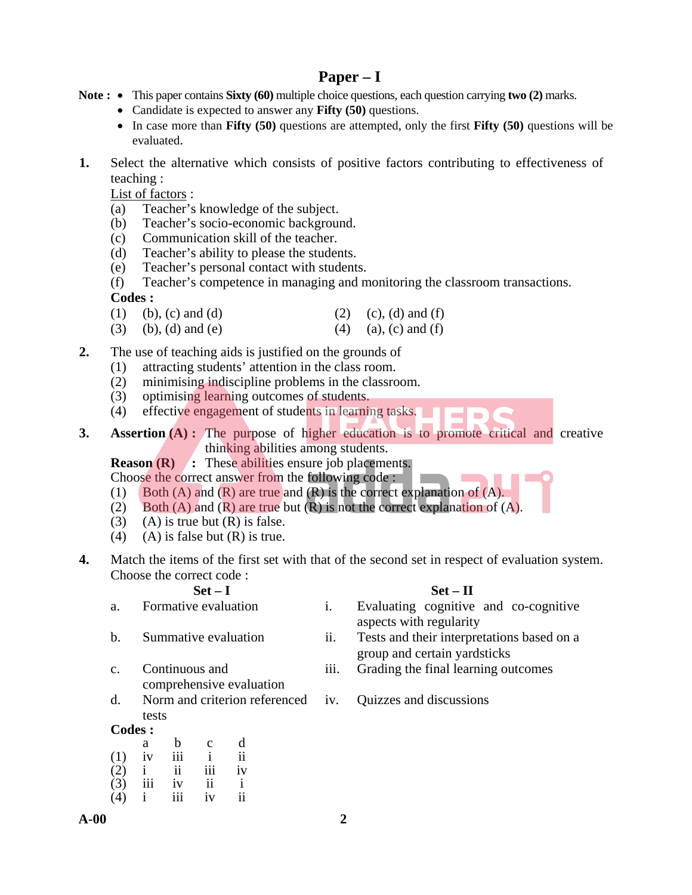## Paper – I

**Note :**
- This paper contains **Sixty (60)** multiple choice questions, each question carrying **two (2)** marks.
- Candidate is expected to answer any **Fifty (50)** questions.
- In case more than **Fifty (50)** questions are attempted, only the first **Fifty (50)** questions will be evaluated.

**1.** Select the alternative which consists of positive factors contributing to effectiveness of teaching :

List of factors :

(a) Teacher's knowledge of the subject.
(b) Teacher's socio-economic background.
(c) Communication skill of the teacher.
(d) Teacher's ability to please the students.
(e) Teacher's personal contact with students.
(f) Teacher's competence in managing and monitoring the classroom transactions.

**Codes :**

(1) (b), (c) and (d)
(2) (c), (d) and (f)
(3) (b), (d) and (e)
(4) (a), (c) and (f)

**2.** The use of teaching aids is justified on the grounds of

(1) attracting students' attention in the class room.
(2) minimising indiscipline problems in the classroom.
(3) optimising learning outcomes of students.
(4) effective engagement of students in learning tasks.

**3.** **Assertion (A) :** The purpose of higher education is to promote critical and creative thinking abilities among students.

**Reason (R) :** These abilities ensure job placements.

Choose the correct answer from the following code :

(1) Both (A) and (R) are true and (R) is the correct explanation of (A).
(2) Both (A) and (R) are true but (R) is not the correct explanation of (A).
(3) (A) is true but (R) is false.
(4) (A) is false but (R) is true.

**4.** Match the items of the first set with that of the second set in respect of evaluation system. Choose the correct code :

| | Set – I | | Set – II |
|---|---|---|---|
| a. | Formative evaluation | i. | Evaluating cognitive and co-cognitive aspects with regularity |
| b. | Summative evaluation | ii. | Tests and their interpretations based on a group and certain yardsticks |
| c. | Continuous and comprehensive evaluation | iii. | Grading the final learning outcomes |
| d. | Norm and criterion referenced tests | iv. | Quizzes and discussions |

**Codes :**

| | a | b | c | d |
|---|---|---|---|---|
| (1) | iv | iii | i | ii |
| (2) | i | ii | iii | iv |
| (3) | iii | iv | ii | i |
| (4) | i | iii | iv | ii |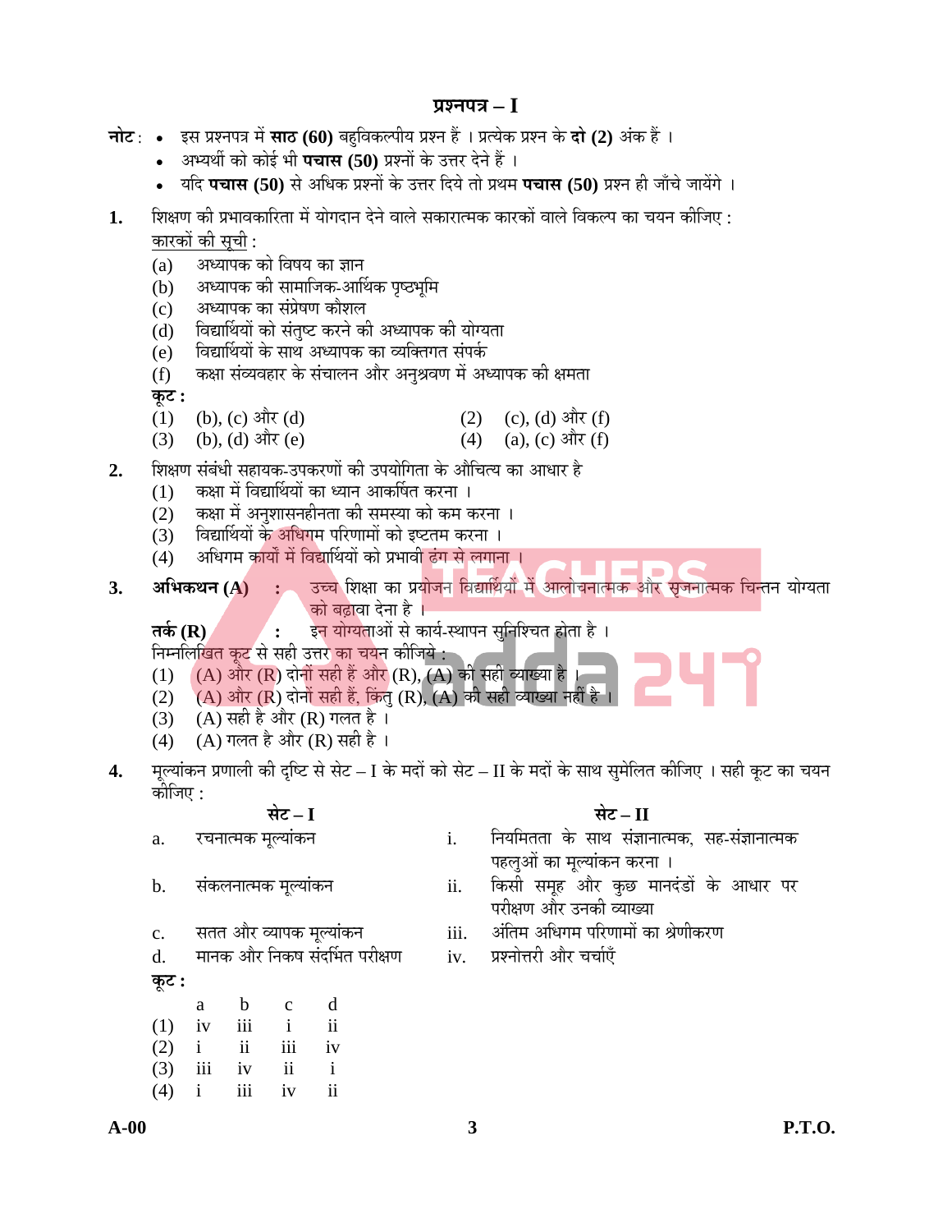## प्रश्नपत्र – I

**नोट** :
- इस प्रश्नपत्र में **साठ (60)** बहुविकल्पीय प्रश्न हैं । प्रत्येक प्रश्न के **दो (2)** अंक हैं ।
- अभ्यर्थी को कोई भी **पचास (50)** प्रश्नों के उत्तर देने हैं ।
- यदि **पचास (50)** से अधिक प्रश्नों के उत्तर दिये तो प्रथम **पचास (50)** प्रश्न ही जाँचे जायेंगे ।

**1.** शिक्षण की प्रभावकारिता में योगदान देने वाले सकारात्मक कारकों वाले विकल्प का चयन कीजिए :

<u>कारकों की सूची</u> :

(a) अध्यापक को विषय का ज्ञान
(b) अध्यापक की सामाजिक-आर्थिक पृष्ठभूमि
(c) अध्यापक का संप्रेषण कौशल
(d) विद्यार्थियों को संतुष्ट करने की अध्यापक की योग्यता
(e) विद्यार्थियों के साथ अध्यापक का व्यक्तिगत संपर्क
(f) कक्षा संव्यवहार के संचालन और अनुश्रवण में अध्यापक की क्षमता

**कूट :**

(1) (b), (c) और (d)
(2) (c), (d) और (f)
(3) (b), (d) और (e)
(4) (a), (c) और (f)

**2.** शिक्षण संबंधी सहायक-उपकरणों की उपयोगिता के औचित्य का आधार है

(1) कक्षा में विद्यार्थियों का ध्यान आकर्षित करना ।
(2) कक्षा में अनुशासनहीनता की समस्या को कम करना ।
(3) विद्यार्थियों के अधिगम परिणामों को इष्टतम करना ।
(4) अधिगम कार्यों में विद्यार्थियों को प्रभावी ढंग से लगाना ।

**3.** **अभिकथन (A)** : उच्च शिक्षा का प्रयोजन विद्यार्थियों में आलोचनात्मक और सृजनात्मक चिन्तन योग्यता को बढ़ावा देना है ।

**तर्क (R)** : इन योग्यताओं से कार्य-स्थापन सुनिश्चित होता है ।

निम्नलिखित कूट से सही उत्तर का चयन कीजिये :

(1) (A) और (R) दोनों सही हैं और (R), (A) की सही व्याख्या है ।
(2) (A) और (R) दोनों सही हैं, किंतु (R), (A) की सही व्याख्या नहीं है ।
(3) (A) सही है और (R) गलत है ।
(4) (A) गलत है और (R) सही है ।

**4.** मूल्यांकन प्रणाली की दृष्टि से सेट – I के मदों को सेट – II के मदों के साथ सुमेलित कीजिए । सही कूट का चयन कीजिए :

| | **सेट – I** | | **सेट – II** |
|---|---|---|---|
| a. | रचनात्मक मूल्यांकन | i. | नियमितता के साथ संज्ञानात्मक, सह-संज्ञानात्मक पहलुओं का मूल्यांकन करना । |
| b. | संकलनात्मक मूल्यांकन | ii. | किसी समूह और कुछ मानदंडों के आधार पर परीक्षण और उनकी व्याख्या |
| c. | सतत और व्यापक मूल्यांकन | iii. | अंतिम अधिगम परिणामों का श्रेणीकरण |
| d. | मानक और निकष संदर्भित परीक्षण | iv. | प्रश्नोत्तरी और चर्चाएँ |

**कूट :**

| | a | b | c | d |
|---|---|---|---|---|
| (1) | iv | iii | i | ii |
| (2) | i | ii | iii | iv |
| (3) | iii | iv | ii | i |
| (4) | i | iii | iv | ii |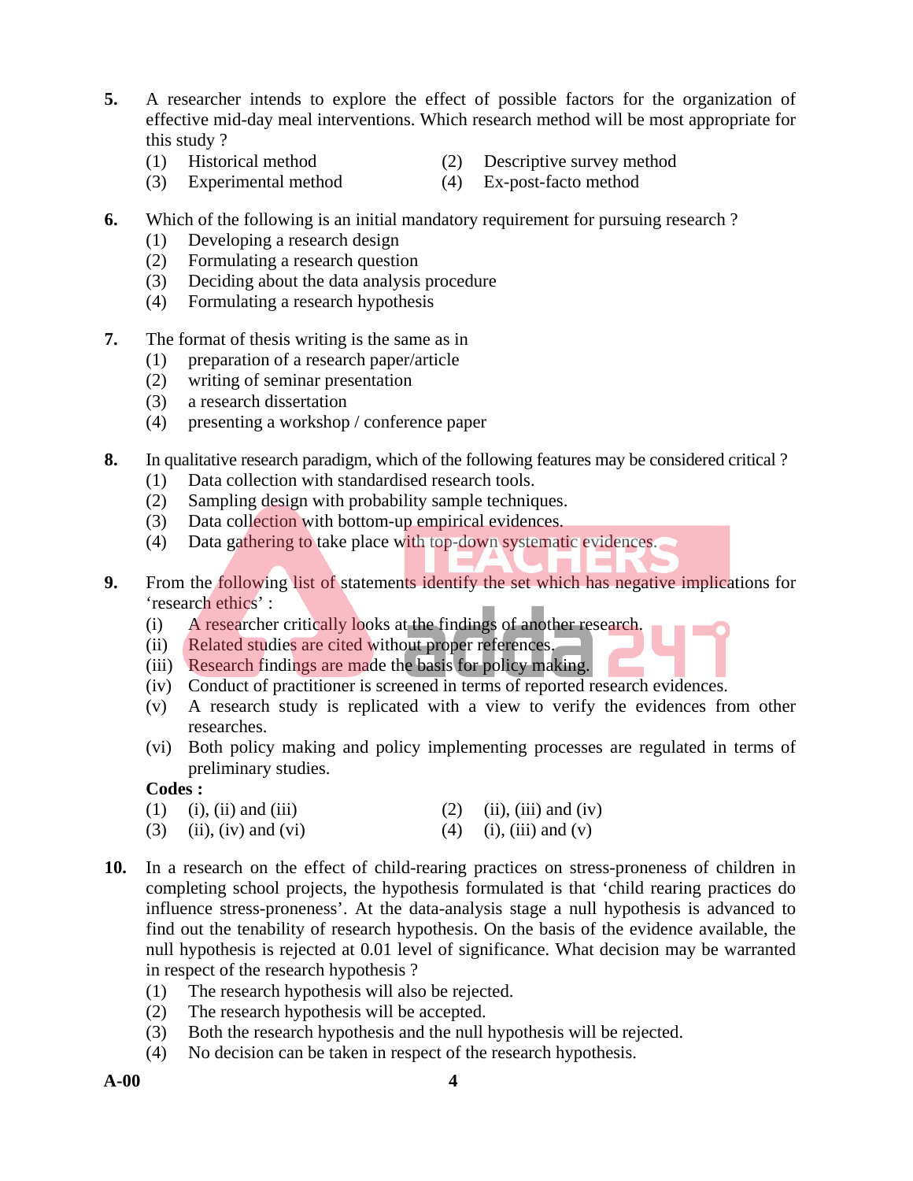5. A researcher intends to explore the effect of possible factors for the organization of effective mid-day meal interventions. Which research method will be most appropriate for this study ?

   (1) Historical method
   (2) Descriptive survey method
   (3) Experimental method
   (4) Ex-post-facto method

6. Which of the following is an initial mandatory requirement for pursuing research ?

   (1) Developing a research design
   (2) Formulating a research question
   (3) Deciding about the data analysis procedure
   (4) Formulating a research hypothesis

7. The format of thesis writing is the same as in

   (1) preparation of a research paper/article
   (2) writing of seminar presentation
   (3) a research dissertation
   (4) presenting a workshop / conference paper

8. In qualitative research paradigm, which of the following features may be considered critical ?

   (1) Data collection with standardised research tools.
   (2) Sampling design with probability sample techniques.
   (3) Data collection with bottom-up empirical evidences.
   (4) Data gathering to take place with top-down systematic evidences.

9. From the following list of statements identify the set which has negative implications for 'research ethics' :

   (i) A researcher critically looks at the findings of another research.
   (ii) Related studies are cited without proper references.
   (iii) Research findings are made the basis for policy making.
   (iv) Conduct of practitioner is screened in terms of reported research evidences.
   (v) A research study is replicated with a view to verify the evidences from other researches.
   (vi) Both policy making and policy implementing processes are regulated in terms of preliminary studies.

   **Codes :**

   (1) (i), (ii) and (iii)
   (2) (ii), (iii) and (iv)
   (3) (ii), (iv) and (vi)
   (4) (i), (iii) and (v)

10. In a research on the effect of child-rearing practices on stress-proneness of children in completing school projects, the hypothesis formulated is that 'child rearing practices do influence stress-proneness'. At the data-analysis stage a null hypothesis is advanced to find out the tenability of research hypothesis. On the basis of the evidence available, the null hypothesis is rejected at 0.01 level of significance. What decision may be warranted in respect of the research hypothesis ?

    (1) The research hypothesis will also be rejected.
    (2) The research hypothesis will be accepted.
    (3) Both the research hypothesis and the null hypothesis will be rejected.
    (4) No decision can be taken in respect of the research hypothesis.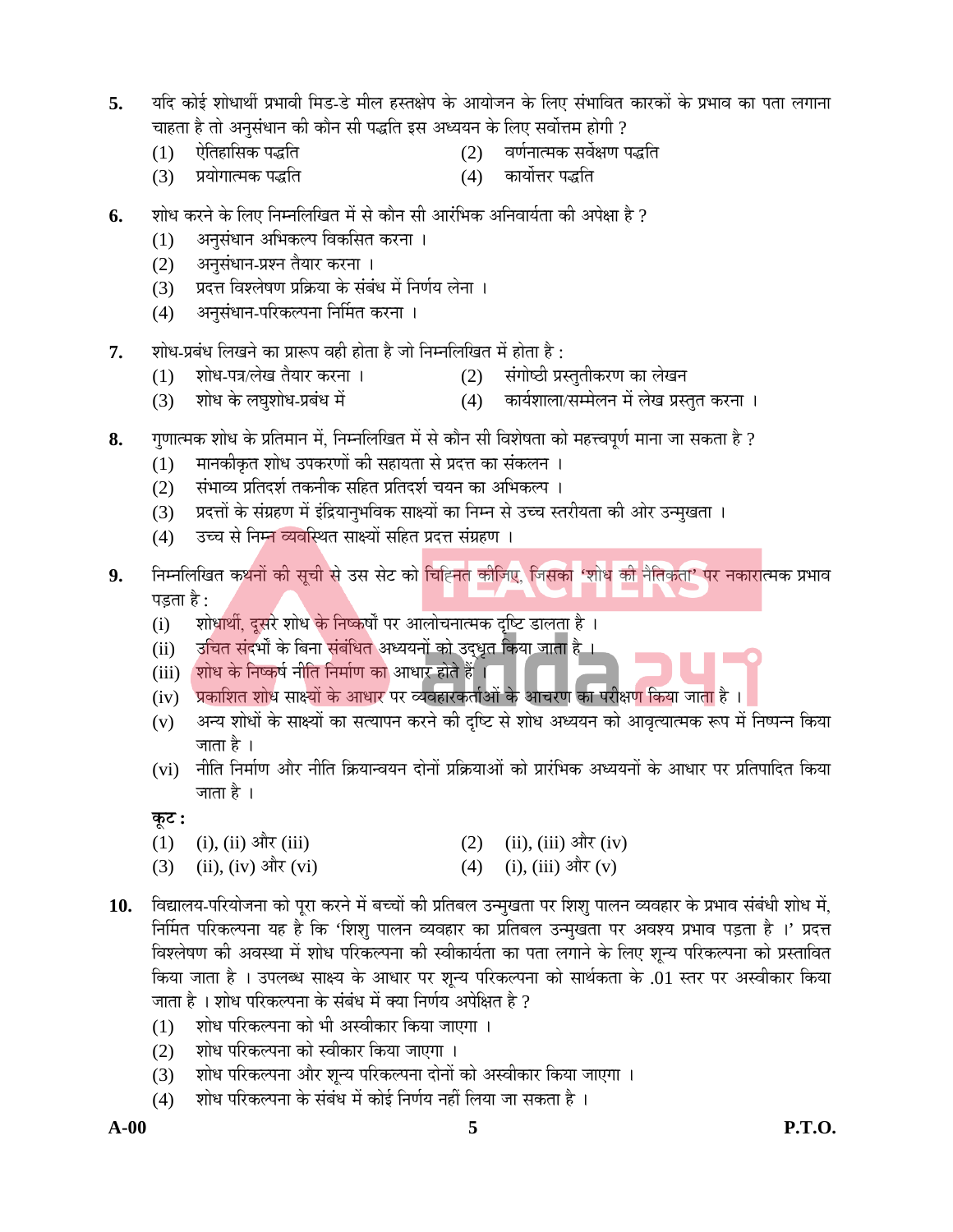**5.** यदि कोई शोधार्थी प्रभावी मिड-डे मील हस्तक्षेप के आयोजन के लिए संभावित कारकों के प्रभाव का पता लगाना चाहता है तो अनुसंधान की कौन सी पद्धति इस अध्ययन के लिए सर्वोत्तम होगी ?

(1) ऐतिहासिक पद्धति
(2) वर्णनात्मक सर्वेक्षण पद्धति
(3) प्रयोगात्मक पद्धति
(4) कार्योत्तर पद्धति

**6.** शोध करने के लिए निम्नलिखित में से कौन सी आरंभिक अनिवार्यता की अपेक्षा है ?

(1) अनुसंधान अभिकल्प विकसित करना ।
(2) अनुसंधान-प्रश्न तैयार करना ।
(3) प्रदत्त विश्लेषण प्रक्रिया के संबंध में निर्णय लेना ।
(4) अनुसंधान-परिकल्पना निर्मित करना ।

**7.** शोध-प्रबंध लिखने का प्रारूप वही होता है जो निम्नलिखित में होता है :

(1) शोध-पत्र/लेख तैयार करना ।
(2) संगोष्ठी प्रस्तुतीकरण का लेखन
(3) शोध के लघुशोध-प्रबंध में
(4) कार्यशाला/सम्मेलन में लेख प्रस्तुत करना ।

**8.** गुणात्मक शोध के प्रतिमान में, निम्नलिखित में से कौन सी विशेषता को महत्त्वपूर्ण माना जा सकता है ?

(1) मानकीकृत शोध उपकरणों की सहायता से प्रदत्त का संकलन ।
(2) संभाव्य प्रतिदर्श तकनीक सहित प्रतिदर्श चयन का अभिकल्प ।
(3) प्रदत्तों के संग्रहण में इंद्रियानुभविक साक्ष्यों का निम्न से उच्च स्तरीयता की ओर उन्मुखता ।
(4) उच्च से निम्न व्यवस्थित साक्ष्यों सहित प्रदत्त संग्रहण ।

**9.** निम्नलिखित कथनों की सूची से उस सेट को चिह्नित कीजिए, जिसका 'शोध की नैतिकता' पर नकारात्मक प्रभाव पड़ता है :

(i) शोधार्थी, दूसरे शोध के निष्कर्षों पर आलोचनात्मक दृष्टि डालता है ।
(ii) उचित संदर्भों के बिना संबंधित अध्ययनों को उद्धृत किया जाता है ।
(iii) शोध के निष्कर्ष नीति निर्माण का आधार होते हैं ।
(iv) प्रकाशित शोध साक्ष्यों के आधार पर व्यवहारकर्ताओं के आचरण का परीक्षण किया जाता है ।
(v) अन्य शोधों के साक्ष्यों का सत्यापन करने की दृष्टि से शोध अध्ययन को आवृत्यात्मक रूप में निष्पन्न किया जाता है ।
(vi) नीति निर्माण और नीति क्रियान्वयन दोनों प्रक्रियाओं को प्रारंभिक अध्ययनों के आधार पर प्रतिपादित किया जाता है ।

**कूट :**

(1) (i), (ii) और (iii)
(2) (ii), (iii) और (iv)
(3) (ii), (iv) और (vi)
(4) (i), (iii) और (v)

**10.** विद्यालय-परियोजना को पूरा करने में बच्चों की प्रतिबल उन्मुखता पर शिशु पालन व्यवहार के प्रभाव संबंधी शोध में, निर्मित परिकल्पना यह है कि 'शिशु पालन व्यवहार का प्रतिबल उन्मुखता पर अवश्य प्रभाव पड़ता है ।' प्रदत्त विश्लेषण की अवस्था में शोध परिकल्पना की स्वीकार्यता का पता लगाने के लिए शून्य परिकल्पना को प्रस्तावित किया जाता है । उपलब्ध साक्ष्य के आधार पर शून्य परिकल्पना को सार्थकता के .01 स्तर पर अस्वीकार किया जाता है । शोध परिकल्पना के संबंध में क्या निर्णय अपेक्षित है ?

(1) शोध परिकल्पना को भी अस्वीकार किया जाएगा ।
(2) शोध परिकल्पना को स्वीकार किया जाएगा ।
(3) शोध परिकल्पना और शून्य परिकल्पना दोनों को अस्वीकार किया जाएगा ।
(4) शोध परिकल्पना के संबंध में कोई निर्णय नहीं लिया जा सकता है ।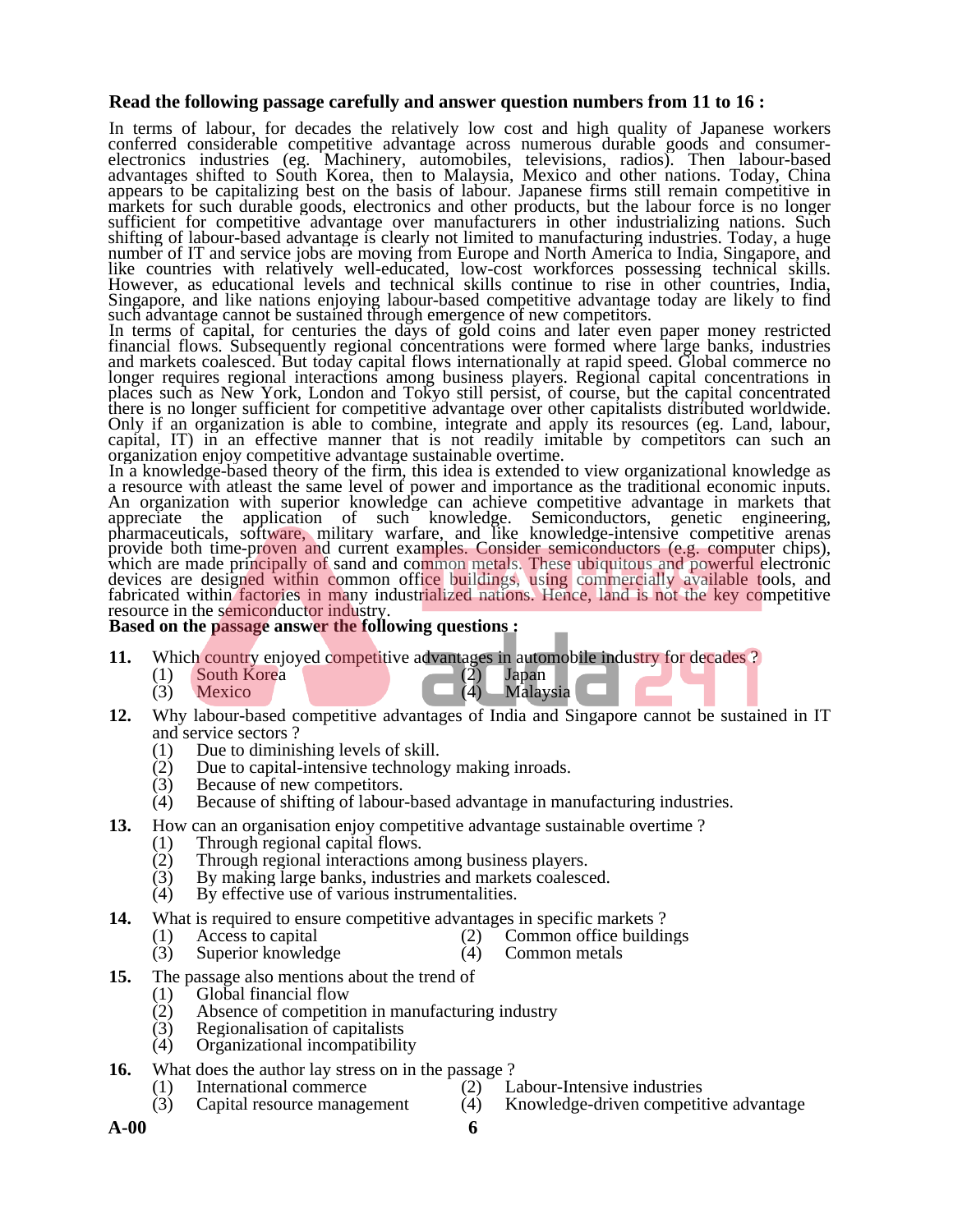**Read the following passage carefully and answer question numbers from 11 to 16 :**

In terms of labour, for decades the relatively low cost and high quality of Japanese workers conferred considerable competitive advantage across numerous durable goods and consumer-electronics industries (eg. Machinery, automobiles, televisions, radios). Then labour-based advantages shifted to South Korea, then to Malaysia, Mexico and other nations. Today, China appears to be capitalizing best on the basis of labour. Japanese firms still remain competitive in markets for such durable goods, electronics and other products, but the labour force is no longer sufficient for competitive advantage over manufacturers in other industrializing nations. Such shifting of labour-based advantage is clearly not limited to manufacturing industries. Today, a huge number of IT and service jobs are moving from Europe and North America to India, Singapore, and like countries with relatively well-educated, low-cost workforces possessing technical skills. However, as educational levels and technical skills continue to rise in other countries, India, Singapore, and like nations enjoying labour-based competitive advantage today are likely to find such advantage cannot be sustained through emergence of new competitors.

In terms of capital, for centuries the days of gold coins and later even paper money restricted financial flows. Subsequently regional concentrations were formed where large banks, industries and markets coalesced. But today capital flows internationally at rapid speed. Global commerce no longer requires regional interactions among business players. Regional capital concentrations in places such as New York, London and Tokyo still persist, of course, but the capital concentrated there is no longer sufficient for competitive advantage over other capitalists distributed worldwide. Only if an organization is able to combine, integrate and apply its resources (eg. Land, labour, capital, IT) in an effective manner that is not readily imitable by competitors can such an organization enjoy competitive advantage sustainable overtime.

In a knowledge-based theory of the firm, this idea is extended to view organizational knowledge as a resource with atleast the same level of power and importance as the traditional economic inputs. An organization with superior knowledge can achieve competitive advantage in markets that appreciate the application of such knowledge. Semiconductors, genetic engineering, pharmaceuticals, software, military warfare, and like knowledge-intensive competitive arenas provide both time-proven and current examples. Consider semiconductors (e.g. computer chips), which are made principally of sand and common metals. These ubiquitous and powerful electronic devices are designed within common office buildings, using commercially available tools, and fabricated within factories in many industrialized nations. Hence, land is not the key competitive resource in the semiconductor industry.

**Based on the passage answer the following questions :**

**11.** Which country enjoyed competitive advantages in automobile industry for decades ?
(1) South Korea
(2) Japan
(3) Mexico
(4) Malaysia

**12.** Why labour-based competitive advantages of India and Singapore cannot be sustained in IT and service sectors ?
(1) Due to diminishing levels of skill.
(2) Due to capital-intensive technology making inroads.
(3) Because of new competitors.
(4) Because of shifting of labour-based advantage in manufacturing industries.

**13.** How can an organisation enjoy competitive advantage sustainable overtime ?
(1) Through regional capital flows.
(2) Through regional interactions among business players.
(3) By making large banks, industries and markets coalesced.
(4) By effective use of various instrumentalities.

**14.** What is required to ensure competitive advantages in specific markets ?
(1) Access to capital
(2) Common office buildings
(3) Superior knowledge
(4) Common metals

**15.** The passage also mentions about the trend of
(1) Global financial flow
(2) Absence of competition in manufacturing industry
(3) Regionalisation of capitalists
(4) Organizational incompatibility

**16.** What does the author lay stress on in the passage ?
(1) International commerce
(2) Labour-Intensive industries
(3) Capital resource management
(4) Knowledge-driven competitive advantage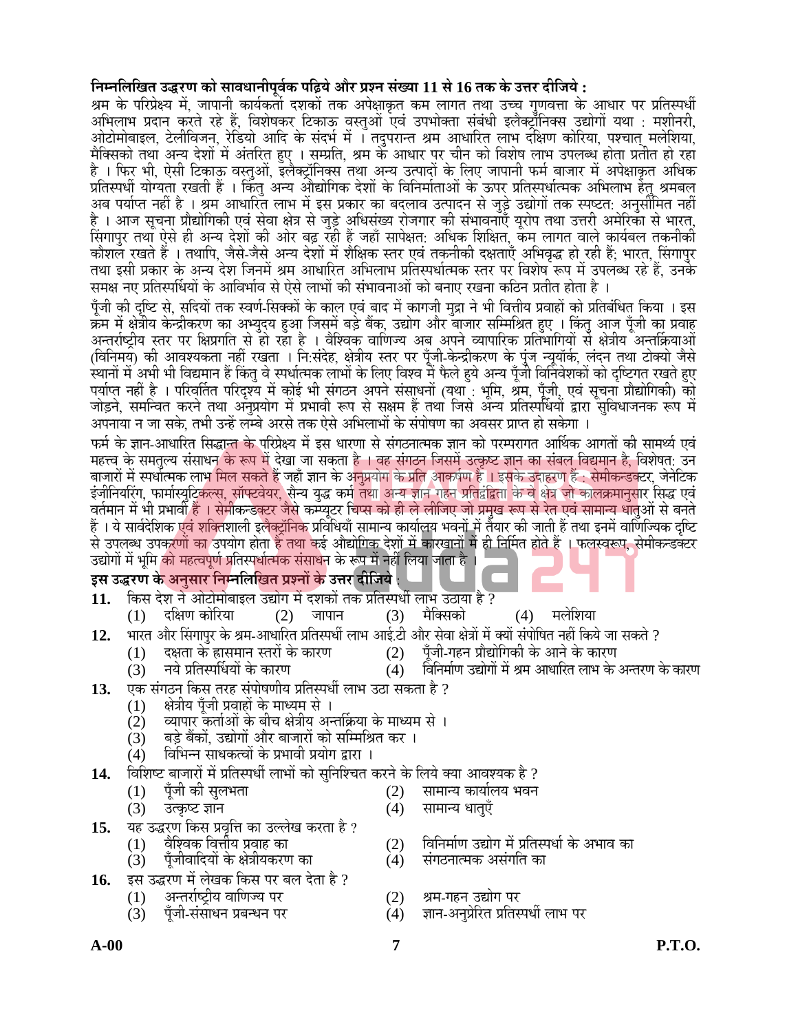**निम्नलिखित उद्धरण को सावधानीपूर्वक पढ़िये और प्रश्न संख्या 11 से 16 तक के उत्तर दीजिये :**

श्रम के परिप्रेक्ष्य में, जापानी कार्यकर्ता दशकों तक अपेक्षाकृत कम लागत तथा उच्च गुणवत्ता के आधार पर प्रतिस्पर्धी अभिलाभ प्रदान करते रहे हैं, विशेषकर टिकाऊ वस्तुओं एवं उपभोक्ता संबंधी इलेक्ट्रॉनिक्स उद्योगों यथा : मशीनरी, ओटोमोबाइल, टेलीविजन, रेडियो आदि के संदर्भ में । तदुपरान्त श्रम आधारित लाभ दक्षिण कोरिया, पश्चात् मलेशिया, मैक्सिको तथा अन्य देशों में अंतरित हुए । सम्प्रति, श्रम के आधार पर चीन को विशेष लाभ उपलब्ध होता प्रतीत हो रहा है । फिर भी, ऐसी टिकाऊ वस्तुओं, इलैक्ट्रॉनिक्स तथा अन्य उत्पादों के लिए जापानी फर्म बाजार में अपेक्षाकृत अधिक प्रतिस्पर्धी योग्यता रखती हैं । किंतु अन्य औद्योगिक देशों के विनिर्माताओं के ऊपर प्रतिस्पर्धात्मक अभिलाभ हेतु श्रमबल अब पर्याप्त नहीं है । श्रम आधारित लाभ में इस प्रकार का बदलाव उत्पादन से जुड़े उद्योगों तक स्पष्टत: अनुसीमित नहीं है । आज सूचना प्रौद्योगिकी एवं सेवा क्षेत्र से जुड़े अधिसंख्य रोजगार की संभावनाएँ यूरोप तथा उत्तरी अमेरिका से भारत, सिंगापुर तथा ऐसे ही अन्य देशों की ओर बढ़ रही हैं जहाँ सापेक्षत: अधिक शिक्षित, कम लागत वाले कार्यबल तकनीकी कौशल रखते हैं । तथापि, जैसे-जैसे अन्य देशों में शैक्षिक स्तर एवं तकनीकी दक्षताएँ अभिवृद्ध हो रही हैं; भारत, सिंगापुर तथा इसी प्रकार के अन्य देश जिनमें श्रम आधारित अभिलाभ प्रतिस्पर्धात्मक स्तर पर विशेष रूप में उपलब्ध रहे हैं, उनके समक्ष नए प्रतिस्पर्धियों के आविर्भाव से ऐसे लाभों की संभावनाओं को बनाए रखना कठिन प्रतीत होता है ।

पूँजी की दृष्टि से, सदियों तक स्वर्ण-सिक्कों के काल एवं बाद में कागजी मुद्रा ने भी वित्तीय प्रवाहों को प्रतिबंधित किया । इस क्रम में क्षेत्रीय केन्द्रीकरण का अभ्युदय हुआ जिसमें बड़े बैंक, उद्योग और बाजार सम्मिश्रित हुए । किंतु आज पूँजी का प्रवाह अन्तर्राष्ट्रीय स्तर पर क्षिप्रगति से हो रहा है । वैश्विक वाणिज्य अब अपने व्यापारिक प्रतिभागियों से क्षेत्रीय अन्तर्क्रियाओं (विनिमय) की आवश्यकता नहीं रखता । नि:संदेह, क्षेत्रीय स्तर पर पूँजी-केन्द्रीकरण के पुंज न्यूयॉर्क, लंदन तथा टोक्यो जैसे स्थानों में अभी भी विद्यमान हैं किंतु वे स्पर्धात्मक लाभों के लिए विश्व में फैले हुये अन्य पूँजी विनिवेशकों को दृष्टिगत रखते हुए पर्याप्त नहीं है । परिवर्तित परिदृश्य में कोई भी संगठन अपने संसाधनों (यथा : भूमि, श्रम, पूँजी, एवं सूचना प्रौद्योगिकी) को जोड़ने, समन्वित करने तथा अनुप्रयोग में प्रभावी रूप से सक्षम हैं तथा जिसे अन्य प्रतिस्पर्धियों द्वारा सुविधाजनक रूप में अपनाया न जा सके, तभी उन्हें लम्बे अरसे तक ऐसे अभिलाभों के संपोषण का अवसर प्राप्त हो सकेगा ।

फर्म के ज्ञान-आधारित सिद्धान्त के परिप्रेक्ष्य में इस धारणा से संगठनात्मक ज्ञान को परम्परागत आर्थिक आगतों की सामर्थ्य एवं महत्त्व के समतुल्य संसाधन के रूप में देखा जा सकता है । वह संगठन जिसमें उत्कृष्ट ज्ञान का संबल विद्यमान है, विशेषत: उन बाजारों में स्पर्धात्मक लाभ मिल सकते हैं जहाँ ज्ञान के अनुप्रयोग के प्रति आकर्षण है । इसके उदाहरण हैं : सेमीकन्डक्टर, जेनेटिक इंजीनियरिंग, फार्मास्युटिकल्स, सॉफ्टवेयर, सैन्य युद्ध कर्म तथा अन्य ज्ञान गहन प्रतिद्वंद्विता के वे क्षेत्र जो कालक्रमानुसार सिद्ध एवं वर्तमान में भी प्रभावी हैं । सेमीकन्डक्टर जैसे कम्प्यूटर चिप्स को ही ले लीजिए जो प्रमुख रूप से रेत एवं सामान्य धातुओं से बनते हैं । ये सार्वदेशिक एवं शक्तिशाली इलैक्ट्रॉनिक प्रविधियाँ सामान्य कार्यालय भवनों में तैयार की जाती हैं तथा इनमें वाणिज्यिक दृष्टि से उपलब्ध उपकरणों का उपयोग होता है तथा कई औद्योगिक देशों में कारखानों में ही निर्मित होते हैं । फलस्वरूप, सेमीकन्डक्टर उद्योगों में भूमि को महत्वपूर्ण प्रतिस्पर्धात्मक संसाधन के रूप में नहीं लिया जाता है ।

**इस उद्धरण के अनुसार निम्नलिखित प्रश्नों के उत्तर दीजिये :**

**11.** किस देश ने ओटोमोबाइल उद्योग में दशकों तक प्रतिस्पर्धी लाभ उठाया है ?
(1) दक्षिण कोरिया (2) जापान (3) मैक्सिको (4) मलेशिया

**12.** भारत और सिंगापुर के श्रम-आधारित प्रतिस्पर्धी लाभ आई.टी और सेवा क्षेत्रों में क्यों संपोषित नहीं किये जा सकते ?
(1) दक्षता के ह्रासमान स्तरों के कारण
(2) पूँजी-गहन प्रौद्योगिकी के आने के कारण
(3) नये प्रतिस्पर्धियों के कारण
(4) विनिर्माण उद्योगों में श्रम आधारित लाभ के अन्तरण के कारण

**13.** एक संगठन किस तरह संपोषणीय प्रतिस्पर्धी लाभ उठा सकता है ?
(1) क्षेत्रीय पूँजी प्रवाहों के माध्यम से ।
(2) व्यापार कर्ताओं के बीच क्षेत्रीय अन्तर्क्रिया के माध्यम से ।
(3) बड़े बैंकों, उद्योगों और बाजारों को सम्मिश्रित कर ।
(4) विभिन्न साधकत्वों के प्रभावी प्रयोग द्वारा ।

**14.** विशिष्ट बाजारों में प्रतिस्पर्धी लाभों को सुनिश्चित करने के लिये क्या आवश्यक है ?
(1) पूँजी की सुलभता
(2) सामान्य कार्यालय भवन
(3) उत्कृष्ट ज्ञान
(4) सामान्य धातुएँ

**15.** यह उद्धरण किस प्रवृत्ति का उल्लेख करता है ?
(1) वैश्विक वित्तीय प्रवाह का
(2) विनिर्माण उद्योग में प्रतिस्पर्धा के अभाव का
(3) पूँजीवादियों के क्षेत्रीयकरण का
(4) संगठनात्मक असंगति का

**16.** इस उद्धरण में लेखक किस पर बल देता है ?
(1) अन्तर्राष्ट्रीय वाणिज्य पर
(2) श्रम-गहन उद्योग पर
(3) पूँजी-संसाधन प्रबन्धन पर
(4) ज्ञान-अनुप्रेरित प्रतिस्पर्धी लाभ पर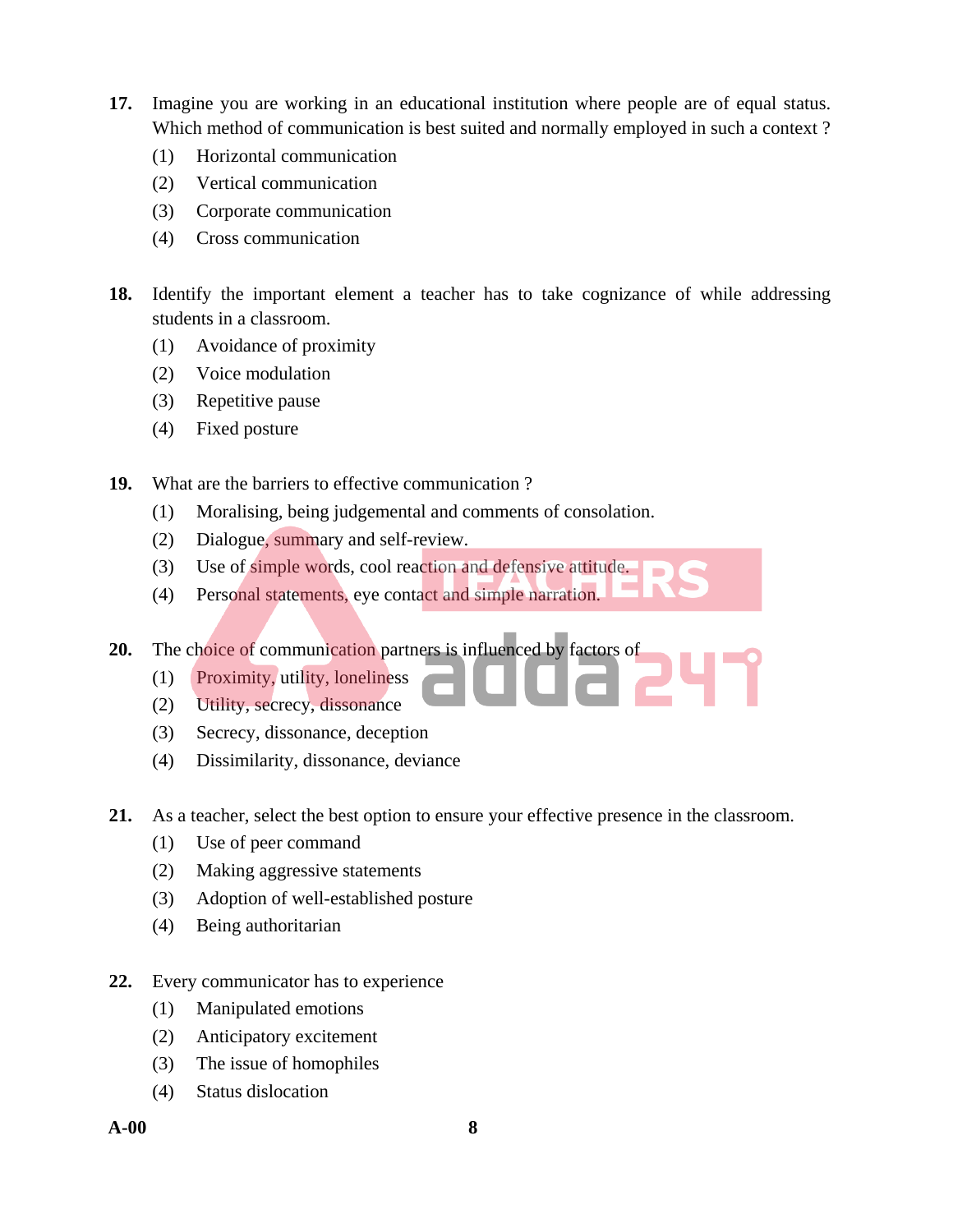**17.** Imagine you are working in an educational institution where people are of equal status. Which method of communication is best suited and normally employed in such a context ?

(1) Horizontal communication

(2) Vertical communication

(3) Corporate communication

(4) Cross communication

**18.** Identify the important element a teacher has to take cognizance of while addressing students in a classroom.

(1) Avoidance of proximity

(2) Voice modulation

(3) Repetitive pause

(4) Fixed posture

**19.** What are the barriers to effective communication ?

(1) Moralising, being judgemental and comments of consolation.

(2) Dialogue, summary and self-review.

(3) Use of simple words, cool reaction and defensive attitude.

(4) Personal statements, eye contact and simple narration.

**20.** The choice of communication partners is influenced by factors of

(1) Proximity, utility, loneliness

(2) Utility, secrecy, dissonance

(3) Secrecy, dissonance, deception

(4) Dissimilarity, dissonance, deviance

**21.** As a teacher, select the best option to ensure your effective presence in the classroom.

(1) Use of peer command

(2) Making aggressive statements

(3) Adoption of well-established posture

(4) Being authoritarian

**22.** Every communicator has to experience

(1) Manipulated emotions

(2) Anticipatory excitement

(3) The issue of homophiles

(4) Status dislocation

A-00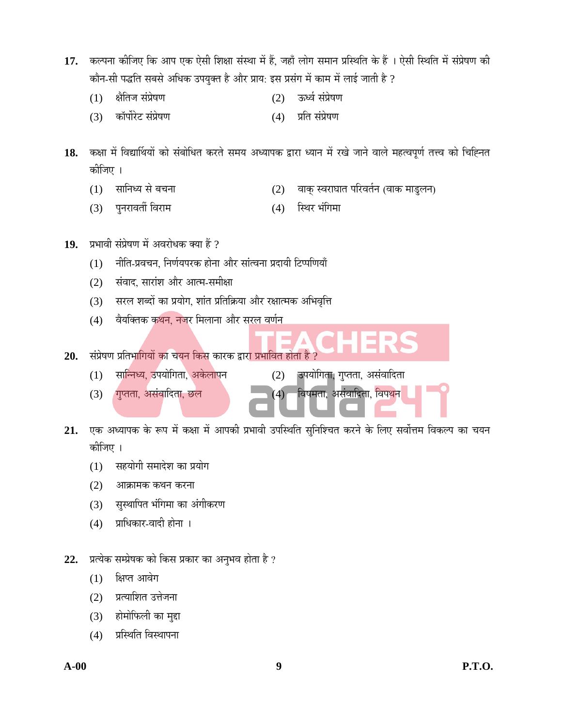17. कल्पना कीजिए कि आप एक ऐसी शिक्षा संस्था में हैं, जहाँ लोग समान प्रस्थिति के हैं । ऐसी स्थिति में संप्रेषण की कौन-सी पद्धति सबसे अधिक उपयुक्त है और प्राय: इस प्रसंग में काम में लाई जाती है ?

    (1) क्षैतिज संप्रेषण
    (2) ऊर्ध्व संप्रेषण
    (3) कॉर्पोरेट संप्रेषण
    (4) प्रति संप्रेषण

18. कक्षा में विद्यार्थियों को संबोधित करते समय अध्यापक द्वारा ध्यान में रखे जाने वाले महत्वपूर्ण तत्त्व को चिह्नित कीजिए ।

    (1) सानिध्य से बचना
    (2) वाक् स्वराघात परिवर्तन (वाक माडुलन)
    (3) पुनरावर्ती विराम
    (4) स्थिर भंगिमा

19. प्रभावी संप्रेषण में अवरोधक क्या हैं ?

    (1) नीति-प्रवचन, निर्णयपरक होना और सांत्वना प्रदायी टिप्पणियाँ
    (2) संवाद, सारांश और आत्म-समीक्षा
    (3) सरल शब्दों का प्रयोग, शांत प्रतिक्रिया और रक्षात्मक अभिवृत्ति
    (4) वैयक्तिक कथन, नजर मिलाना और सरल वर्णन

20. संप्रेषण प्रतिभागियों का चयन किस कारक द्वारा प्रभावित होता है ?

    (1) सान्निध्य, उपयोगिता, अकेलापन
    (2) उपयोगिता, गुप्तता, असंवादिता
    (3) गुप्तता, असंवादिता, छल
    (4) विषमता, असंवादिता, विपथन

21. एक अध्यापक के रूप में कक्षा में आपकी प्रभावी उपस्थिति सुनिश्चित करने के लिए सर्वोत्तम विकल्प का चयन कीजिए ।

    (1) सहयोगी समादेश का प्रयोग
    (2) आक्रामक कथन करना
    (3) सुस्थापित भंगिमा का अंगीकरण
    (4) प्राधिकार-वादी होना ।

22. प्रत्येक सम्प्रेषक को किस प्रकार का अनुभव होता है ?

    (1) क्षिप्त आवेग
    (2) प्रत्याशित उत्तेजना
    (3) होमोफिली का मुद्दा
    (4) प्रस्थिति विस्थापना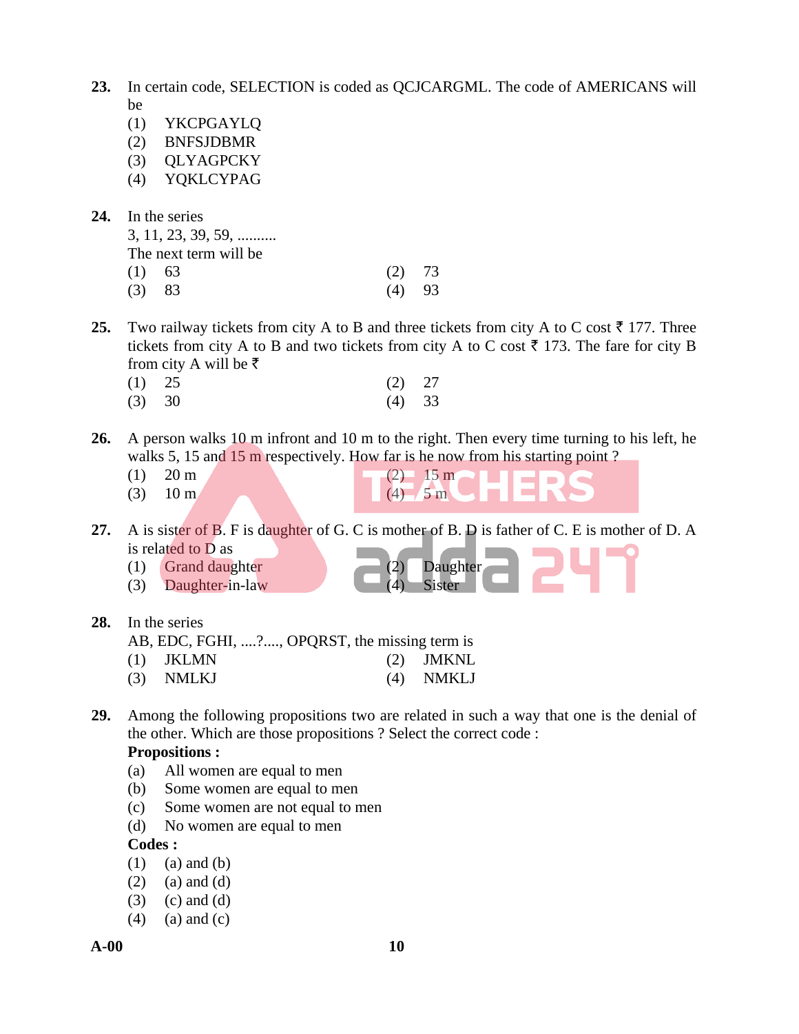**23.** In certain code, SELECTION is coded as QCJCARGML. The code of AMERICANS will be

(1) YKCPGAYLQ
(2) BNFSJDBMR
(3) QLYAGPCKY
(4) YQKLCYPAG

**24.** In the series
3, 11, 23, 39, 59, ..........
The next term will be

(1) 63
(2) 73
(3) 83
(4) 93

**25.** Two railway tickets from city A to B and three tickets from city A to C cost ₹ 177. Three tickets from city A to B and two tickets from city A to C cost ₹ 173. The fare for city B from city A will be ₹

(1) 25
(2) 27
(3) 30
(4) 33

**26.** A person walks 10 m infront and 10 m to the right. Then every time turning to his left, he walks 5, 15 and 15 m respectively. How far is he now from his starting point ?

(1) 20 m
(2) 15 m
(3) 10 m
(4) 5 m

**27.** A is sister of B. F is daughter of G. C is mother of B. D is father of C. E is mother of D. A is related to D as

(1) Grand daughter
(2) Daughter
(3) Daughter-in-law
(4) Sister

**28.** In the series
AB, EDC, FGHI, ....?...., OPQRST, the missing term is

(1) JKLMN
(2) JMKNL
(3) NMLKJ
(4) NMKLJ

**29.** Among the following propositions two are related in such a way that one is the denial of the other. Which are those propositions ? Select the correct code :

**Propositions :**

(a) All women are equal to men
(b) Some women are equal to men
(c) Some women are not equal to men
(d) No women are equal to men

**Codes :**

(1) (a) and (b)
(2) (a) and (d)
(3) (c) and (d)
(4) (a) and (c)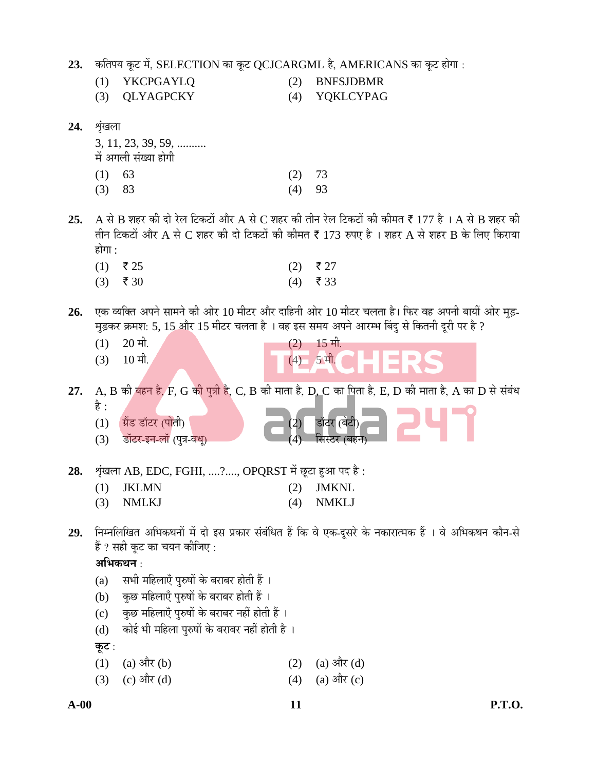**23.** कतिपय कूट में, SELECTION का कूट QCJCARGML है, AMERICANS का कूट होगा :

(1) YKCPGAYLQ  (2) BNFSJDBMR

(3) QLYAGPCKY  (4) YQKLCYPAG

**24.** शृंखला

3, 11, 23, 39, 59, ..........

में अगली संख्या होगी

(1) 63  (2) 73

(3) 83  (4) 93

**25.** A से B शहर की दो रेल टिकटों और A से C शहर की तीन रेल टिकटों की कीमत ₹ 177 है । A से B शहर की तीन टिकटों और A से C शहर की दो टिकटों की कीमत ₹ 173 रुपए है । शहर A से शहर B के लिए किराया होगा :

(1) ₹ 25  (2) ₹ 27

(3) ₹ 30  (4) ₹ 33

**26.** एक व्यक्ति अपने सामने की ओर 10 मीटर और दाहिनी ओर 10 मीटर चलता है। फिर वह अपनी बायीं ओर मुड़-मुड़कर क्रमश: 5, 15 और 15 मीटर चलता है । वह इस समय अपने आरम्भ बिंदु से कितनी दूरी पर है ?

(1) 20 मी.  (2) 15 मी.

(3) 10 मी.  (4) 5 मी.

**27.** A, B की बहन है, F, G की पुत्री है, C, B की माता है, D, C का पिता है, E, D की माता है, A का D से संबंध है :

(1) ग्रैंड डॉटर (पोती)  (2) डॉटर (बेटी)

(3) डॉटर-इन-लॉ (पुत्र-वधू)  (4) सिस्टर (बहन)

**28.** शृंखला AB, EDC, FGHI, ....?...., OPQRST में छूटा हुआ पद है :

(1) JKLMN  (2) JMKNL

(3) NMLKJ  (4) NMKLJ

**29.** निम्नलिखित अभिकथनों में दो इस प्रकार संबंधित हैं कि वे एक-दूसरे के नकारात्मक हैं । वे अभिकथन कौन-से हैं ? सही कूट का चयन कीजिए :

**अभिकथन** :

(a) सभी महिलाएँ पुरुषों के बराबर होती हैं ।

(b) कुछ महिलाएँ पुरुषों के बराबर होती हैं ।

(c) कुछ महिलाएँ पुरुषों के बराबर नहीं होती हैं ।

(d) कोई भी महिला पुरुषों के बराबर नहीं होती है ।

**कूट** :

(1) (a) और (b)  (2) (a) और (d)

(3) (c) और (d)  (4) (a) और (c)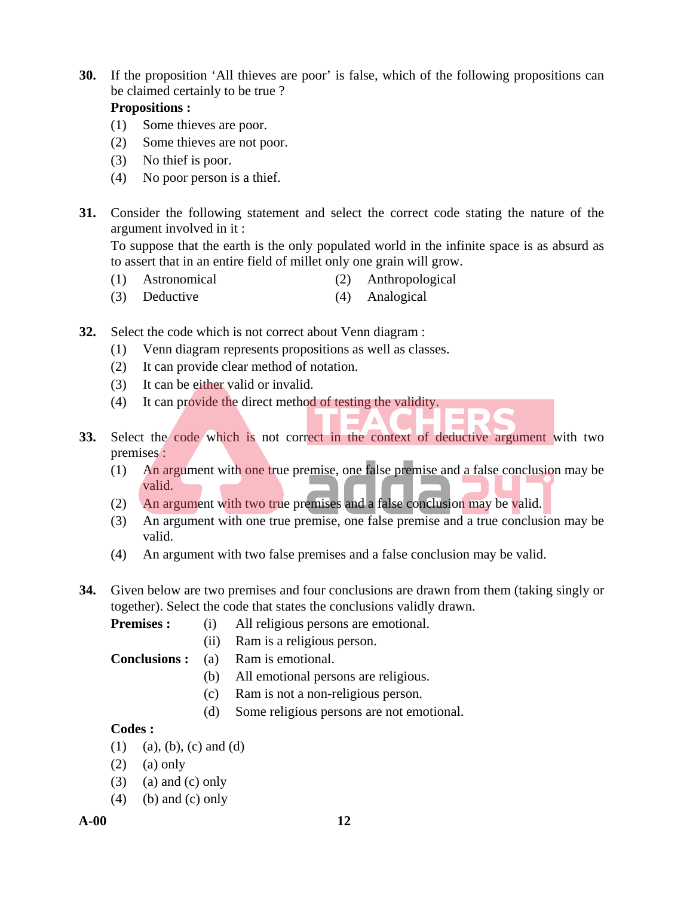30. If the proposition 'All thieves are poor' is false, which of the following propositions can be claimed certainly to be true ?

**Propositions :**

(1) Some thieves are poor.

(2) Some thieves are not poor.

(3) No thief is poor.

(4) No poor person is a thief.

31. Consider the following statement and select the correct code stating the nature of the argument involved in it :

To suppose that the earth is the only populated world in the infinite space is as absurd as to assert that in an entire field of millet only one grain will grow.

(1) Astronomical

(2) Anthropological

(3) Deductive

(4) Analogical

32. Select the code which is not correct about Venn diagram :

(1) Venn diagram represents propositions as well as classes.

(2) It can provide clear method of notation.

(3) It can be either valid or invalid.

(4) It can provide the direct method of testing the validity.

33. Select the code which is not correct in the context of deductive argument with two premises :

(1) An argument with one true premise, one false premise and a false conclusion may be valid.

(2) An argument with two true premises and a false conclusion may be valid.

(3) An argument with one true premise, one false premise and a true conclusion may be valid.

(4) An argument with two false premises and a false conclusion may be valid.

34. Given below are two premises and four conclusions are drawn from them (taking singly or together). Select the code that states the conclusions validly drawn.

**Premises :** (i) All religious persons are emotional.

(ii) Ram is a religious person.

**Conclusions :** (a) Ram is emotional.

(b) All emotional persons are religious.

(c) Ram is not a non-religious person.

(d) Some religious persons are not emotional.

**Codes :**

(1) (a), (b), (c) and (d)

(2) (a) only

(3) (a) and (c) only

(4) (b) and (c) only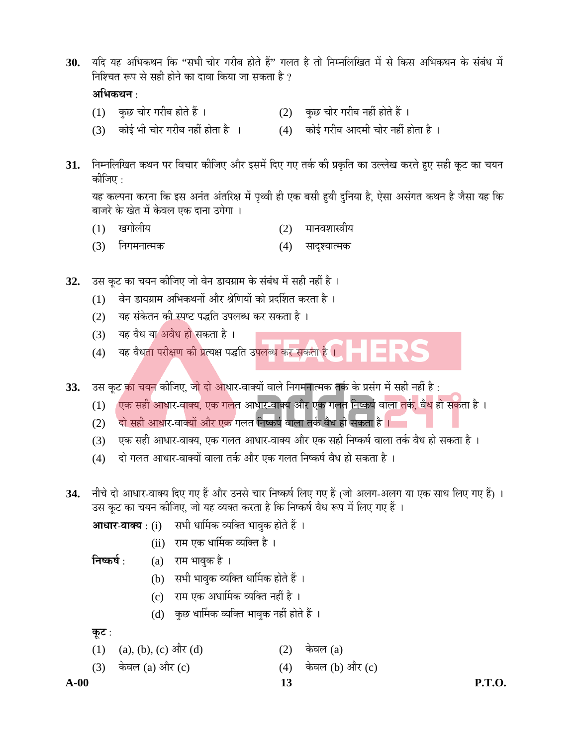**30.** यदि यह अभिकथन कि "सभी चोर गरीब होते हैं" गलत है तो निम्नलिखित में से किस अभिकथन के संबंध में निश्चित रूप से सही होने का दावा किया जा सकता है ?

**अभिकथन** :

(1) कुछ चोर गरीब होते हैं ।

(2) कुछ चोर गरीब नहीं होते हैं ।

(3) कोई भी चोर गरीब नहीं होता है ।

(4) कोई गरीब आदमी चोर नहीं होता है ।

**31.** निम्नलिखित कथन पर विचार कीजिए और इसमें दिए गए तर्क की प्रकृति का उल्लेख करते हुए सही कूट का चयन कीजिए :

यह कल्पना करना कि इस अनंत अंतरिक्ष में पृथ्वी ही एक बसी हुयी दुनिया है, ऐसा असंगत कथन है जैसा यह कि बाजरे के खेत में केवल एक दाना उगेगा ।

(1) खगोलीय

(2) मानवशास्त्रीय

(3) निगमनात्मक

(4) सादृश्यात्मक

**32.** उस कूट का चयन कीजिए जो वेन डायग्राम के संबंध में सही नहीं है ।

(1) वेन डायग्राम अभिकथनों और श्रेणियों को प्रदर्शित करता है ।

(2) यह संकेतन की स्पष्ट पद्धति उपलब्ध कर सकता है ।

(3) यह वैध या अवैध हो सकता है ।

(4) यह वैधता परीक्षण की प्रत्यक्ष पद्धति उपलब्ध कर सकता है ।

**33.** उस कूट का चयन कीजिए, जो दो आधार-वाक्यों वाले निगमनात्मक तर्क के प्रसंग में सही नहीं है :

(1) एक सही आधार-वाक्य, एक गलत आधार-वाक्य और एक गलत निष्कर्ष वाला तर्क, वैध हो सकता है ।

(2) दो सही आधार-वाक्यों और एक गलत निष्कर्ष वाला तर्क वैध हो सकता है ।

(3) एक सही आधार-वाक्य, एक गलत आधार-वाक्य और एक सही निष्कर्ष वाला तर्क वैध हो सकता है ।

(4) दो गलत आधार-वाक्यों वाला तर्क और एक गलत निष्कर्ष वैध हो सकता है ।

**34.** नीचे दो आधार-वाक्य दिए गए हैं और उनसे चार निष्कर्ष लिए गए हैं (जो अलग-अलग या एक साथ लिए गए हैं) । उस कूट का चयन कीजिए, जो यह व्यक्त करता है कि निष्कर्ष वैध रूप में लिए गए हैं ।

**आधार-वाक्य** : (i) सभी धार्मिक व्यक्ति भावुक होते हैं ।

(ii) राम एक धार्मिक व्यक्ति है ।

**निष्कर्ष** : (a) राम भावुक है ।

(b) सभी भावुक व्यक्ति धार्मिक होते हैं ।

(c) राम एक अधार्मिक व्यक्ति नहीं है ।

(d) कुछ धार्मिक व्यक्ति भावुक नहीं होते हैं ।

**कूट** :

(1) (a), (b), (c) और (d)

(2) केवल (a)

(3) केवल (a) और (c)

(4) केवल (b) और (c)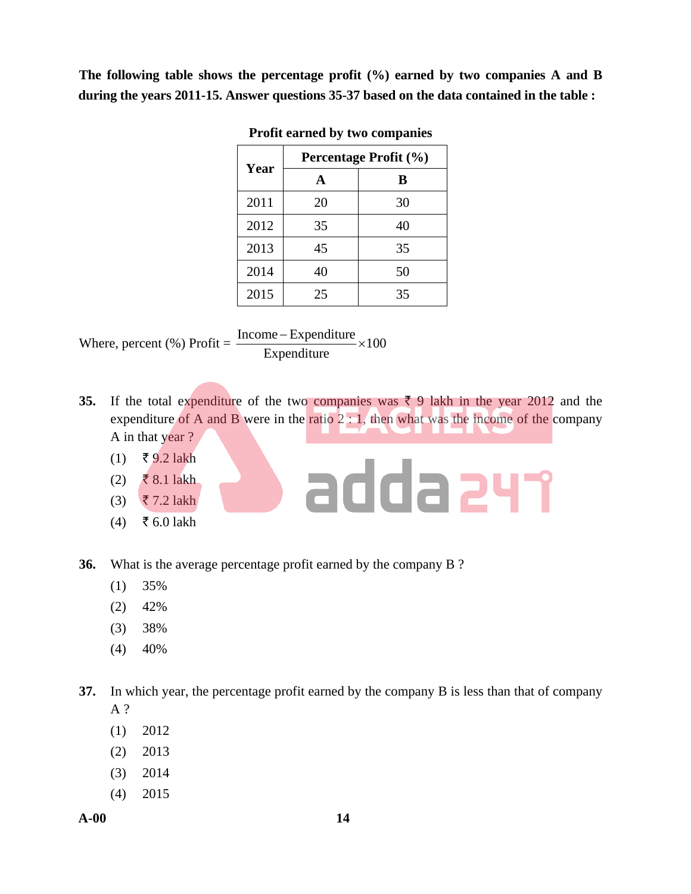**The following table shows the percentage profit (%) earned by two companies A and B during the years 2011-15. Answer questions 35-37 based on the data contained in the table :**

**Profit earned by two companies**

| Year | Percentage Profit (%) | |
|---|---|---|
| | A | B |
| 2011 | 20 | 30 |
| 2012 | 35 | 40 |
| 2013 | 45 | 35 |
| 2014 | 40 | 50 |
| 2015 | 25 | 35 |

Where, percent (%) Profit = $\dfrac{\text{Income} - \text{Expenditure}}{\text{Expenditure}} \times 100$

**35.** If the total expenditure of the two companies was ₹ 9 lakh in the year 2012 and the expenditure of A and B were in the ratio 2 : 1, then what was the income of the company A in that year ?

(1) ₹ 9.2 lakh

(2) ₹ 8.1 lakh

(3) ₹ 7.2 lakh

(4) ₹ 6.0 lakh

**36.** What is the average percentage profit earned by the company B ?

(1) 35%

(2) 42%

(3) 38%

(4) 40%

**37.** In which year, the percentage profit earned by the company B is less than that of company A ?

(1) 2012

(2) 2013

(3) 2014

(4) 2015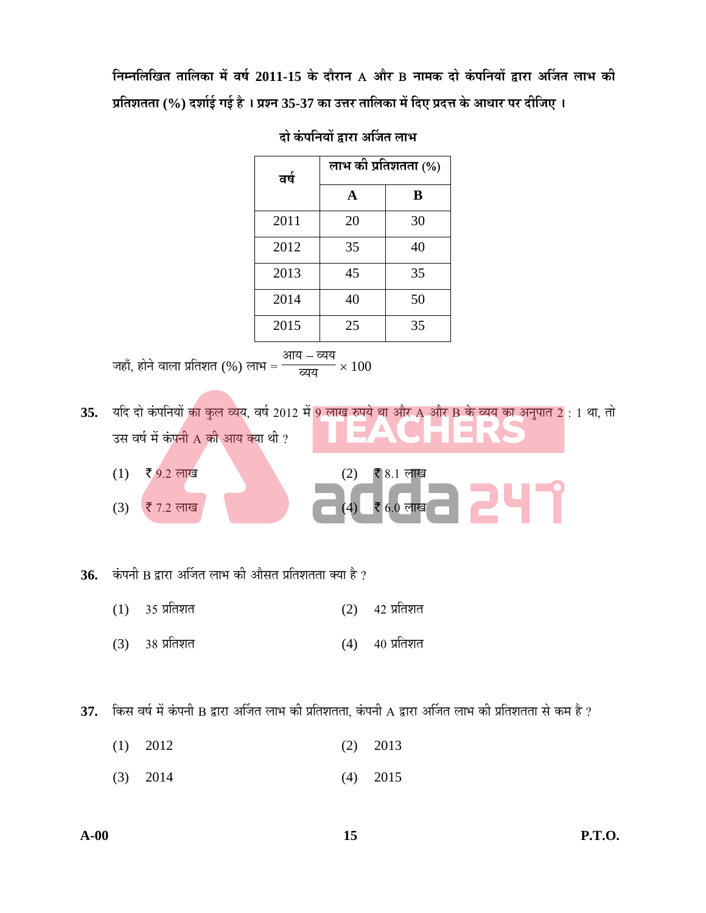**निम्नलिखित तालिका में वर्ष 2011-15 के दौरान A और B नामक दो कंपनियों द्वारा अर्जित लाभ की प्रतिशतता (%) दर्शाई गई है । प्रश्न 35-37 का उत्तर तालिका में दिए प्रदत्त के आधार पर दीजिए ।**

**दो कंपनियों द्वारा अर्जित लाभ**

| वर्ष | लाभ की प्रतिशतता (%) | |
|---|---|---|
| | **A** | **B** |
| 2011 | 20 | 30 |
| 2012 | 35 | 40 |
| 2013 | 45 | 35 |
| 2014 | 40 | 50 |
| 2015 | 25 | 35 |

जहाँ, होने वाला प्रतिशत (%) लाभ = $\frac{\text{आय} - \text{व्यय}}{\text{व्यय}} \times 100$

**35.** यदि दो कंपनियों का कुल व्यय, वर्ष 2012 में 9 लाख रुपये था और A और B के व्यय का अनुपात 2 : 1 था, तो उस वर्ष में कंपनी A की आय क्या थी ?

(1) ₹ 9.2 लाख  (2) ₹ 8.1 लाख

(3) ₹ 7.2 लाख  (4) ₹ 6.0 लाख

**36.** कंपनी B द्वारा अर्जित लाभ की औसत प्रतिशतता क्या है ?

(1) 35 प्रतिशत  (2) 42 प्रतिशत

(3) 38 प्रतिशत  (4) 40 प्रतिशत

**37.** किस वर्ष में कंपनी B द्वारा अर्जित लाभ की प्रतिशतता, कंपनी A द्वारा अर्जित लाभ की प्रतिशतता से कम है ?

(1) 2012  (2) 2013

(3) 2014  (4) 2015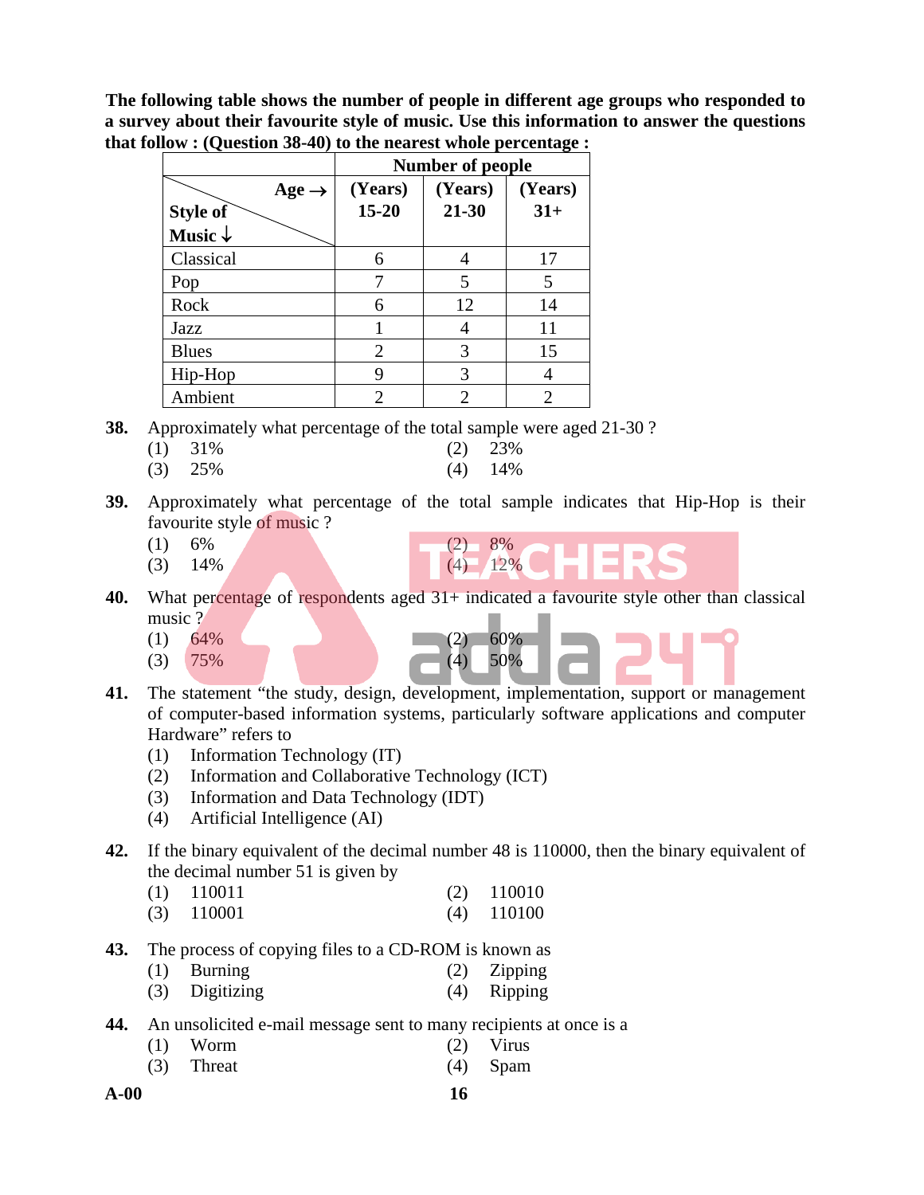**The following table shows the number of people in different age groups who responded to a survey about their favourite style of music. Use this information to answer the questions that follow : (Question 38-40) to the nearest whole percentage :**

| | **Number of people** | | |
|---|---|---|---|
| **Age →** / **Style of Music ↓** | **(Years) 15-20** | **(Years) 21-30** | **(Years) 31+** |
| Classical | 6 | 4 | 17 |
| Pop | 7 | 5 | 5 |
| Rock | 6 | 12 | 14 |
| Jazz | 1 | 4 | 11 |
| Blues | 2 | 3 | 15 |
| Hip-Hop | 9 | 3 | 4 |
| Ambient | 2 | 2 | 2 |

**38.** Approximately what percentage of the total sample were aged 21-30 ?

(1) 31% (2) 23%

(3) 25% (4) 14%

**39.** Approximately what percentage of the total sample indicates that Hip-Hop is their favourite style of music ?

(1) 6% (2) 8%

(3) 14% (4) 12%

**40.** What percentage of respondents aged 31+ indicated a favourite style other than classical music ?

(1) 64% (2) 60%

(3) 75% (4) 50%

**41.** The statement "the study, design, development, implementation, support or management of computer-based information systems, particularly software applications and computer Hardware" refers to

(1) Information Technology (IT)

(2) Information and Collaborative Technology (ICT)

(3) Information and Data Technology (IDT)

(4) Artificial Intelligence (AI)

**42.** If the binary equivalent of the decimal number 48 is 110000, then the binary equivalent of the decimal number 51 is given by

(1) 110011 (2) 110010

(3) 110001 (4) 110100

**43.** The process of copying files to a CD-ROM is known as

(1) Burning (2) Zipping

(3) Digitizing (4) Ripping

**44.** An unsolicited e-mail message sent to many recipients at once is a

(1) Worm (2) Virus

(3) Threat (4) Spam

A-00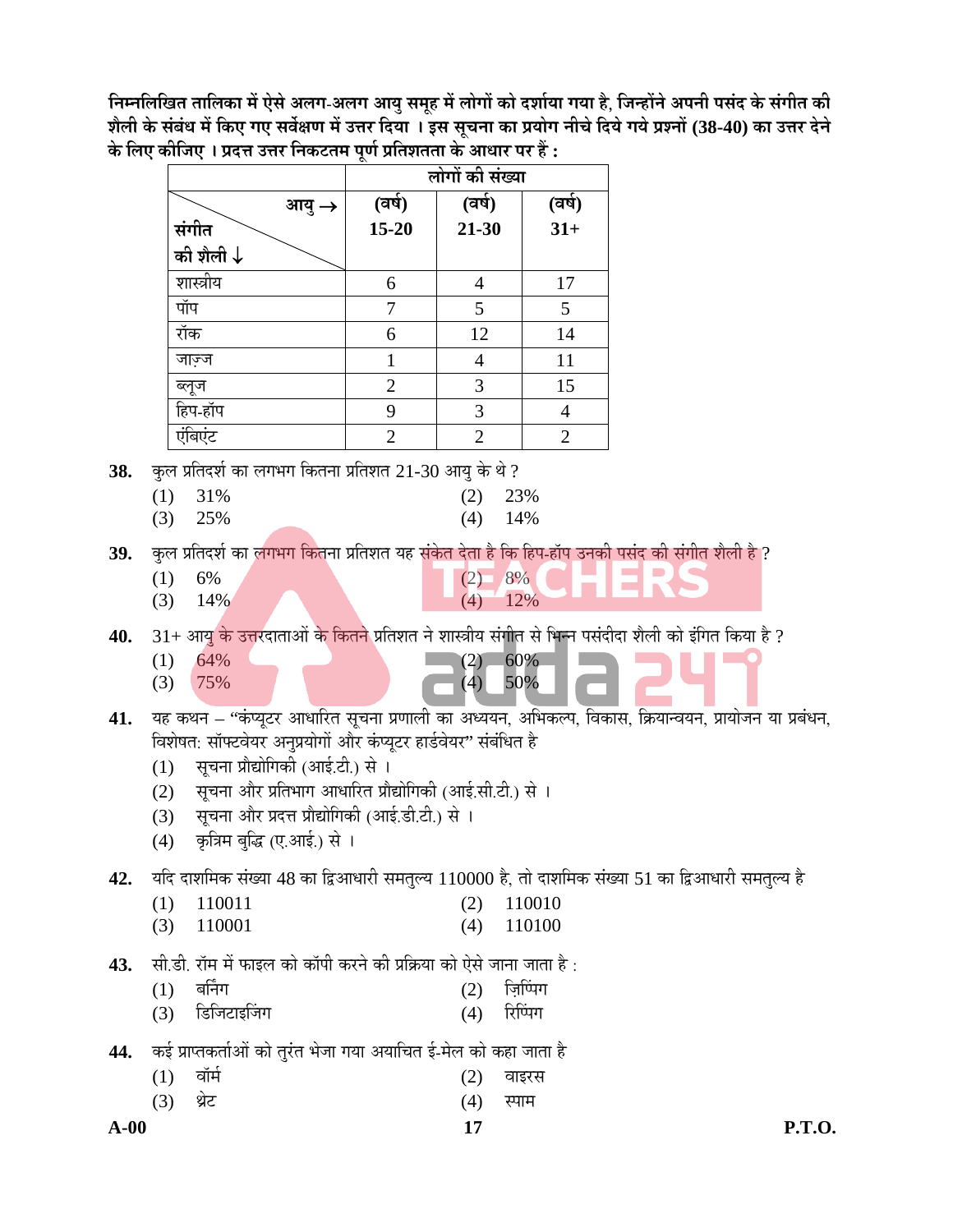**निम्नलिखित तालिका में ऐसे अलग-अलग आयु समूह में लोगों को दर्शाया गया है, जिन्होंने अपनी पसंद के संगीत की शैली के संबंध में किए गए सर्वेक्षण में उत्तर दिया । इस सूचना का प्रयोग नीचे दिये गये प्रश्नों (38-40) का उत्तर देने के लिए कीजिए । प्रदत्त उत्तर निकटतम पूर्ण प्रतिशतता के आधार पर हैं :**

| | लोगों की संख्या | | |
|---|---|---|---|
| आयु → / संगीत की शैली ↓ | (वर्ष) 15-20 | (वर्ष) 21-30 | (वर्ष) 31+ |
| शास्त्रीय | 6 | 4 | 17 |
| पॉप | 7 | 5 | 5 |
| रॉक | 6 | 12 | 14 |
| जाज़्ज | 1 | 4 | 11 |
| ब्लूज | 2 | 3 | 15 |
| हिप-हॉप | 9 | 3 | 4 |
| एंबिएंट | 2 | 2 | 2 |

**38.** कुल प्रतिदर्श का लगभग कितना प्रतिशत 21-30 आयु के थे ?

(1) 31% (2) 23%
(3) 25% (4) 14%

**39.** कुल प्रतिदर्श का लगभग कितना प्रतिशत यह संकेत देता है कि हिप-हॉप उनकी पसंद की संगीत शैली है ?

(1) 6% (2) 8%
(3) 14% (4) 12%

**40.** 31+ आयु के उत्तरदाताओं के कितने प्रतिशत ने शास्त्रीय संगीत से भिन्न पसंदीदा शैली को इंगित किया है ?

(1) 64% (2) 60%
(3) 75% (4) 50%

**41.** यह कथन – "कंप्यूटर आधारित सूचना प्रणाली का अध्ययन, अभिकल्प, विकास, क्रियान्वयन, प्रायोजन या प्रबंधन, विशेषत: सॉफ्टवेयर अनुप्रयोगों और कंप्यूटर हार्डवेयर" संबंधित है

(1) सूचना प्रौद्योगिकी (आई.टी.) से ।
(2) सूचना और प्रतिभाग आधारित प्रौद्योगिकी (आई.सी.टी.) से ।
(3) सूचना और प्रदत्त प्रौद्योगिकी (आई.डी.टी.) से ।
(4) कृत्रिम बुद्धि (ए.आई.) से ।

**42.** यदि दाशमिक संख्या 48 का द्विआधारी समतुल्य 110000 है, तो दाशमिक संख्या 51 का द्विआधारी समतुल्य है

(1) 110011 (2) 110010
(3) 110001 (4) 110100

**43.** सी.डी. रॉम में फाइल को कॉपी करने की प्रक्रिया को ऐसे जाना जाता है :

(1) बर्निंग (2) ज़िप्पिंग
(3) डिजिटाइजिंग (4) रिप्पिंग

**44.** कई प्राप्तकर्ताओं को तुरंत भेजा गया अयाचित ई-मेल को कहा जाता है

(1) वॉर्म (2) वाइरस
(3) थ्रेट (4) स्पाम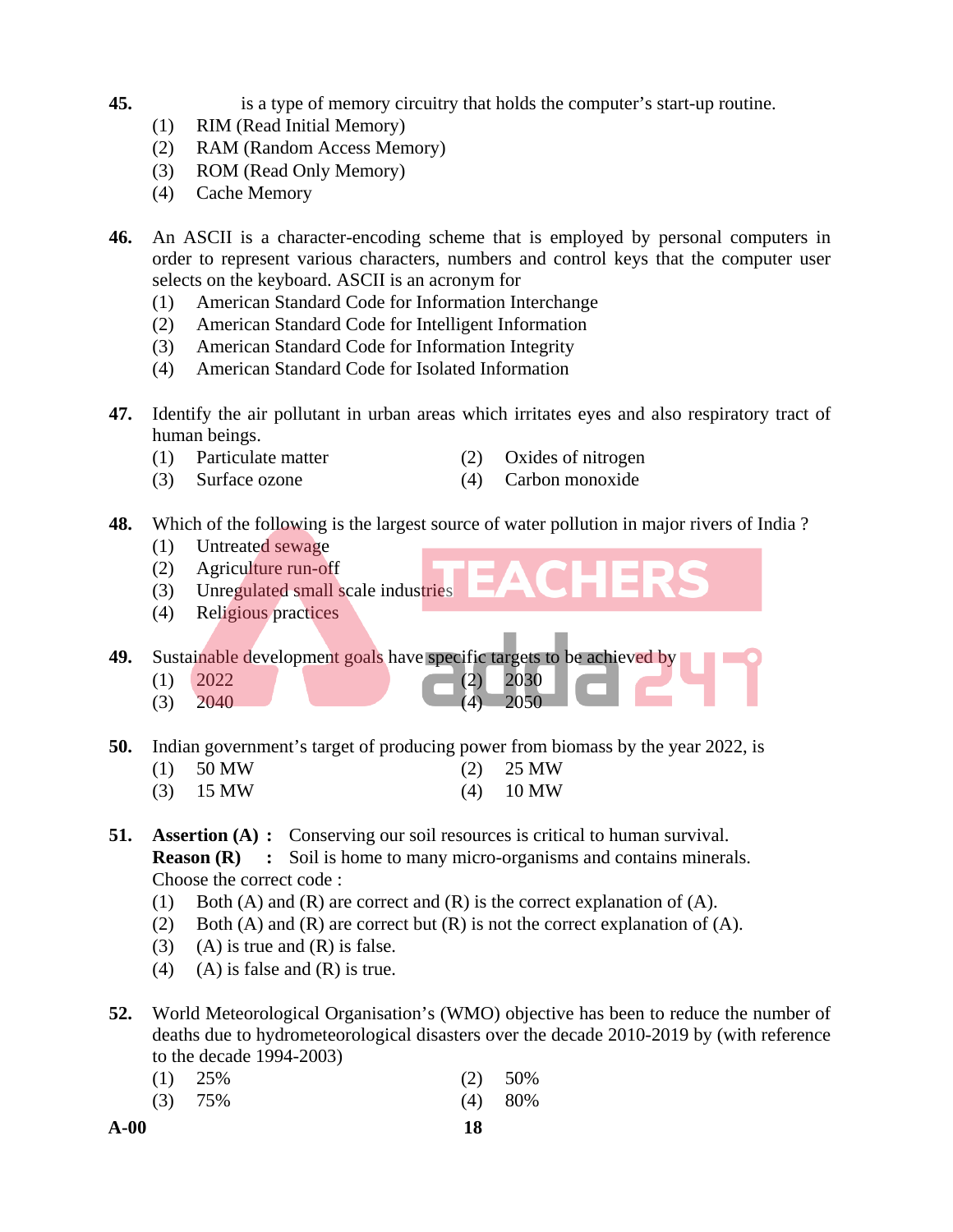**45.** ________ is a type of memory circuitry that holds the computer's start-up routine.

(1) RIM (Read Initial Memory)
(2) RAM (Random Access Memory)
(3) ROM (Read Only Memory)
(4) Cache Memory

**46.** An ASCII is a character-encoding scheme that is employed by personal computers in order to represent various characters, numbers and control keys that the computer user selects on the keyboard. ASCII is an acronym for

(1) American Standard Code for Information Interchange
(2) American Standard Code for Intelligent Information
(3) American Standard Code for Information Integrity
(4) American Standard Code for Isolated Information

**47.** Identify the air pollutant in urban areas which irritates eyes and also respiratory tract of human beings.

(1) Particulate matter
(2) Oxides of nitrogen
(3) Surface ozone
(4) Carbon monoxide

**48.** Which of the following is the largest source of water pollution in major rivers of India ?

(1) Untreated sewage
(2) Agriculture run-off
(3) Unregulated small scale industries
(4) Religious practices

**49.** Sustainable development goals have specific targets to be achieved by

(1) 2022
(2) 2030
(3) 2040
(4) 2050

**50.** Indian government's target of producing power from biomass by the year 2022, is

(1) 50 MW
(2) 25 MW
(3) 15 MW
(4) 10 MW

**51.** **Assertion (A) :** Conserving our soil resources is critical to human survival.
**Reason (R) :** Soil is home to many micro-organisms and contains minerals.
Choose the correct code :

(1) Both (A) and (R) are correct and (R) is the correct explanation of (A).
(2) Both (A) and (R) are correct but (R) is not the correct explanation of (A).
(3) (A) is true and (R) is false.
(4) (A) is false and (R) is true.

**52.** World Meteorological Organisation's (WMO) objective has been to reduce the number of deaths due to hydrometeorological disasters over the decade 2010-2019 by (with reference to the decade 1994-2003)

(1) 25%
(2) 50%
(3) 75%
(4) 80%

A-00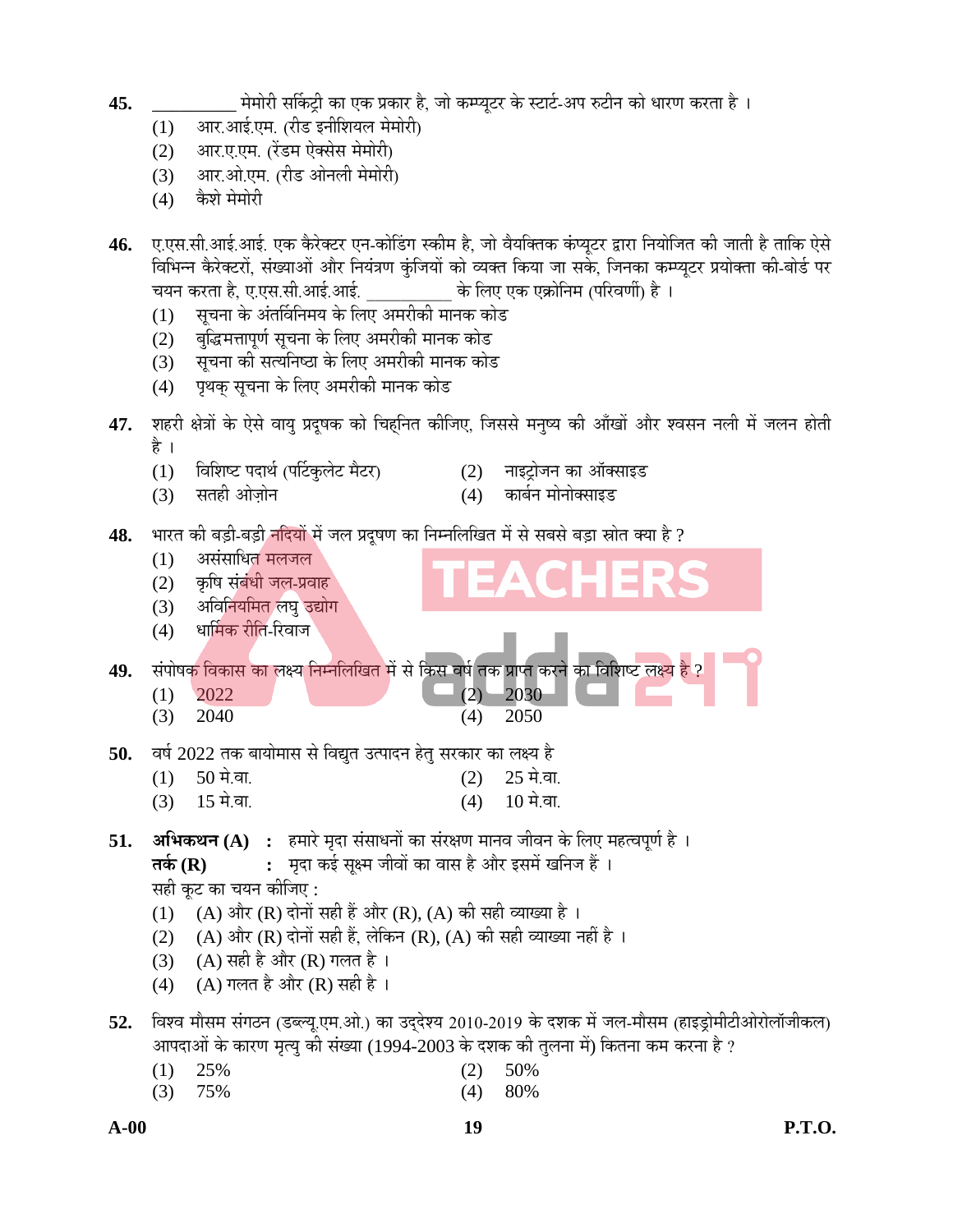**45.** __________ मेमोरी सर्किट्री का एक प्रकार है, जो कम्प्यूटर के स्टार्ट-अप रुटीन को धारण करता है ।

(1) आर.आई.एम. (रीड इनीशियल मेमोरी)

(2) आर.ए.एम. (रेंडम ऐक्सेस मेमोरी)

(3) आर.ओ.एम. (रीड ओनली मेमोरी)

(4) कैशे मेमोरी

**46.** ए.एस.सी.आई.आई. एक कैरेक्टर एन-कोडिंग स्कीम है, जो वैयक्तिक कंप्यूटर द्वारा नियोजित की जाती है ताकि ऐसे विभिन्न कैरेक्टरों, संख्याओं और नियंत्रण कुंजियों को व्यक्त किया जा सके, जिनका कम्प्यूटर प्रयोक्ता की-बोर्ड पर चयन करता है, ए.एस.सी.आई.आई. __________ के लिए एक एक्रोनिम (परिवर्णी) है ।

(1) सूचना के अंतर्विनिमय के लिए अमरीकी मानक कोड

(2) बुद्धिमत्तापूर्ण सूचना के लिए अमरीकी मानक कोड

(3) सूचना की सत्यनिष्ठा के लिए अमरीकी मानक कोड

(4) पृथक् सूचना के लिए अमरीकी मानक कोड

**47.** शहरी क्षेत्रों के ऐसे वायु प्रदूषक को चिह्नित कीजिए, जिससे मनुष्य की आँखों और श्वसन नली में जलन होती है ।

(1) विशिष्ट पदार्थ (पर्टिकुलेट मैटर)  (2) नाइट्रोजन का ऑक्साइड

(3) सतही ओज़ोन  (4) कार्बन मोनोक्साइड

**48.** भारत की बड़ी-बड़ी नदियों में जल प्रदूषण का निम्नलिखित में से सबसे बड़ा स्रोत क्या है ?

(1) असंसाधित मलजल

(2) कृषि संबंधी जल-प्रवाह

(3) अविनियमित लघु उद्योग

(4) धार्मिक रीति-रिवाज

**49.** संपोषक विकास का लक्ष्य निम्नलिखित में से किस वर्ष तक प्राप्त करने का विशिष्ट लक्ष्य है ?

(1) 2022  (2) 2030

(3) 2040  (4) 2050

**50.** वर्ष 2022 तक बायोमास से विद्युत उत्पादन हेतु सरकार का लक्ष्य है

(1) 50 मे.वा.  (2) 25 मे.वा.

(3) 15 मे.वा.  (4) 10 मे.वा.

**51.** **अभिकथन (A)** : हमारे मृदा संसाधनों का संरक्षण मानव जीवन के लिए महत्वपूर्ण है ।

**तर्क (R)** : मृदा कई सूक्ष्म जीवों का वास है और इसमें खनिज हैं ।

सही कूट का चयन कीजिए :

(1) (A) और (R) दोनों सही हैं और (R), (A) की सही व्याख्या है ।

(2) (A) और (R) दोनों सही हैं, लेकिन (R), (A) की सही व्याख्या नहीं है ।

(3) (A) सही है और (R) गलत है ।

(4) (A) गलत है और (R) सही है ।

**52.** विश्व मौसम संगठन (डब्ल्यू.एम.ओ.) का उद्देश्य 2010-2019 के दशक में जल-मौसम (हाइड्रोमीटीओरोलॉजीकल) आपदाओं के कारण मृत्यु की संख्या (1994-2003 के दशक की तुलना में) कितना कम करना है ?

(1) 25%  (2) 50%

(3) 75%  (4) 80%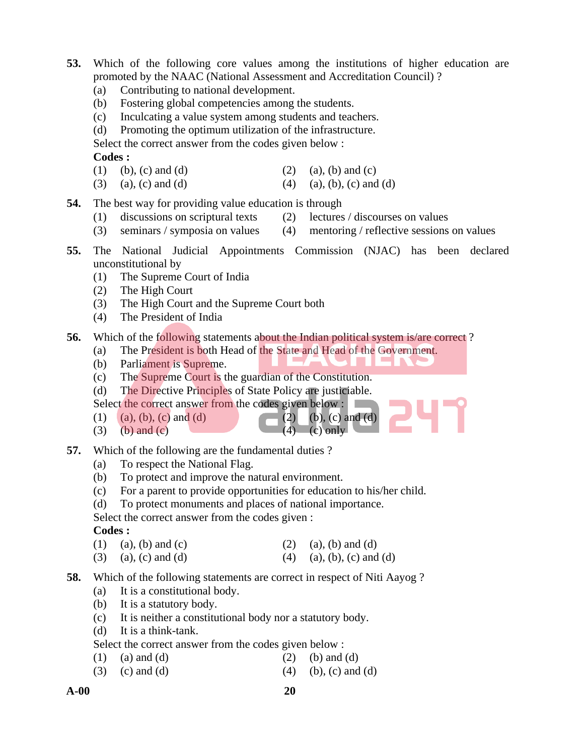**53.** Which of the following core values among the institutions of higher education are promoted by the NAAC (National Assessment and Accreditation Council) ?

(a) Contributing to national development.
(b) Fostering global competencies among the students.
(c) Inculcating a value system among students and teachers.
(d) Promoting the optimum utilization of the infrastructure.

Select the correct answer from the codes given below :

**Codes :**

(1) (b), (c) and (d)
(2) (a), (b) and (c)
(3) (a), (c) and (d)
(4) (a), (b), (c) and (d)

**54.** The best way for providing value education is through

(1) discussions on scriptural texts
(2) lectures / discourses on values
(3) seminars / symposia on values
(4) mentoring / reflective sessions on values

**55.** The National Judicial Appointments Commission (NJAC) has been declared unconstitutional by

(1) The Supreme Court of India
(2) The High Court
(3) The High Court and the Supreme Court both
(4) The President of India

**56.** Which of the following statements about the Indian political system is/are correct ?

(a) The President is both Head of the State and Head of the Government.
(b) Parliament is Supreme.
(c) The Supreme Court is the guardian of the Constitution.
(d) The Directive Principles of State Policy are justiciable.

Select the correct answer from the codes given below :

(1) (a), (b), (c) and (d)
(2) (b), (c) and (d)
(3) (b) and (c)
(4) (c) only

**57.** Which of the following are the fundamental duties ?

(a) To respect the National Flag.
(b) To protect and improve the natural environment.
(c) For a parent to provide opportunities for education to his/her child.
(d) To protect monuments and places of national importance.

Select the correct answer from the codes given :

**Codes :**

(1) (a), (b) and (c)
(2) (a), (b) and (d)
(3) (a), (c) and (d)
(4) (a), (b), (c) and (d)

**58.** Which of the following statements are correct in respect of Niti Aayog ?

(a) It is a constitutional body.
(b) It is a statutory body.
(c) It is neither a constitutional body nor a statutory body.
(d) It is a think-tank.

Select the correct answer from the codes given below :

(1) (a) and (d)
(2) (b) and (d)
(3) (c) and (d)
(4) (b), (c) and (d)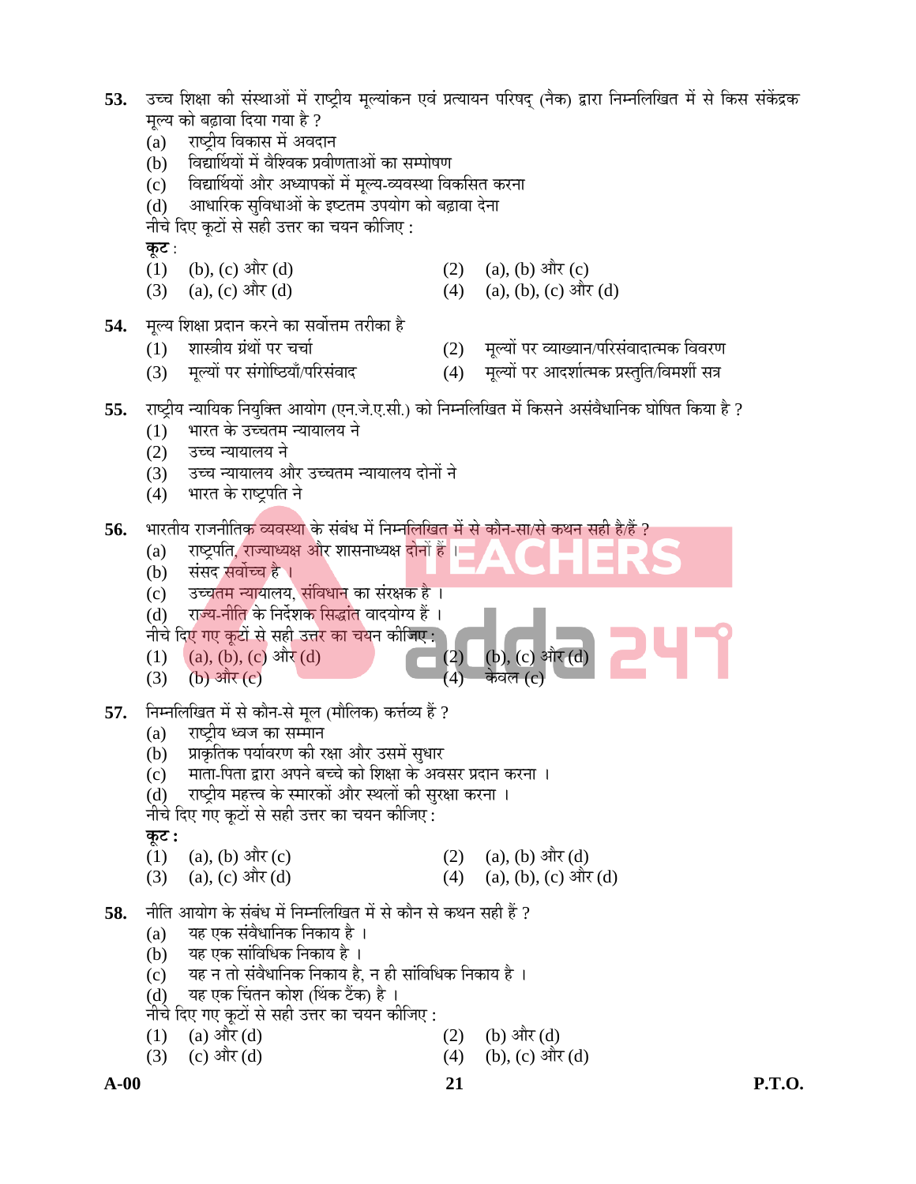**53.** उच्च शिक्षा की संस्थाओं में राष्ट्रीय मूल्यांकन एवं प्रत्यायन परिषद् (नैक) द्वारा निम्नलिखित में से किस संकेंद्रक मूल्य को बढ़ावा दिया गया है ?

(a) राष्ट्रीय विकास में अवदान

(b) विद्यार्थियों में वैश्विक प्रवीणताओं का सम्पोषण

(c) विद्यार्थियों और अध्यापकों में मूल्य-व्यवस्था विकसित करना

(d) आधारिक सुविधाओं के इष्टतम उपयोग को बढ़ावा देना

नीचे दिए कूटों से सही उत्तर का चयन कीजिए :

**कूट** :

(1) (b), (c) और (d)

(2) (a), (b) और (c)

(3) (a), (c) और (d)

(4) (a), (b), (c) और (d)

**54.** मूल्य शिक्षा प्रदान करने का सर्वोत्तम तरीका है

(1) शास्त्रीय ग्रंथों पर चर्चा

(2) मूल्यों पर व्याख्यान/परिसंवादात्मक विवरण

(3) मूल्यों पर संगोष्ठियाँ/परिसंवाद

(4) मूल्यों पर आदर्शात्मक प्रस्तुति/विमर्शी सत्र

**55.** राष्ट्रीय न्यायिक नियुक्ति आयोग (एन.जे.ए.सी.) को निम्नलिखित में किसने असंवैधानिक घोषित किया है ?

(1) भारत के उच्चतम न्यायालय ने

(2) उच्च न्यायालय ने

(3) उच्च न्यायालय और उच्चतम न्यायालय दोनों ने

(4) भारत के राष्ट्रपति ने

**56.** भारतीय राजनीतिक व्यवस्था के संबंध में निम्नलिखित में से कौन-सा/से कथन सही है/हैं ?

(a) राष्ट्रपति, राज्याध्यक्ष और शासनाध्यक्ष दोनों हैं ।

(b) संसद सर्वोच्च है ।

(c) उच्चतम न्यायालय, संविधान का संरक्षक है ।

(d) राज्य-नीति के निर्देशक सिद्धांत वादयोग्य हैं ।

नीचे दिए गए कूटों से सही उत्तर का चयन कीजिए :

(1) (a), (b), (c) और (d)

(2) (b), (c) और (d)

(3) (b) और (c)

(4) केवल (c)

**57.** निम्नलिखित में से कौन-से मूल (मौलिक) कर्त्तव्य हैं ?

(a) राष्ट्रीय ध्वज का सम्मान

(b) प्राकृतिक पर्यावरण की रक्षा और उसमें सुधार

(c) माता-पिता द्वारा अपने बच्चे को शिक्षा के अवसर प्रदान करना ।

(d) राष्ट्रीय महत्त्व के स्मारकों और स्थलों की सुरक्षा करना ।

नीचे दिए गए कूटों से सही उत्तर का चयन कीजिए :

**कूट :**

(1) (a), (b) और (c)

(2) (a), (b) और (d)

(3) (a), (c) और (d)

(4) (a), (b), (c) और (d)

**58.** नीति आयोग के संबंध में निम्नलिखित में से कौन से कथन सही हैं ?

(a) यह एक संवैधानिक निकाय है ।

(b) यह एक सांविधिक निकाय है ।

(c) यह न तो संवैधानिक निकाय है, न ही सांविधिक निकाय है ।

(d) यह एक चिंतन कोश (थिंक टैंक) है ।

नीचे दिए गए कूटों से सही उत्तर का चयन कीजिए :

(1) (a) और (d)

(2) (b) और (d)

(3) (c) और (d)

(4) (b), (c) और (d)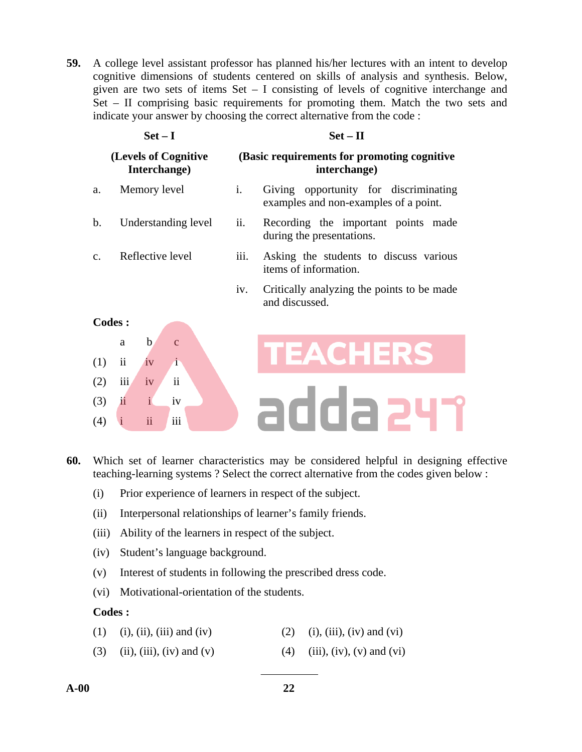**59.** A college level assistant professor has planned his/her lectures with an intent to develop cognitive dimensions of students centered on skills of analysis and synthesis. Below, given are two sets of items Set – I consisting of levels of cognitive interchange and Set – II comprising basic requirements for promoting them. Match the two sets and indicate your answer by choosing the correct alternative from the code :

| **Set – I** | | **Set – II** | |
|---|---|---|---|
| **(Levels of Cognitive Interchange)** | | **(Basic requirements for promoting cognitive interchange)** | |
| a. | Memory level | i. | Giving opportunity for discriminating examples and non-examples of a point. |
| b. | Understanding level | ii. | Recording the important points made during the presentations. |
| c. | Reflective level | iii. | Asking the students to discuss various items of information. |
| | | iv. | Critically analyzing the points to be made and discussed. |

**Codes :**

| | a | b | c |
|---|---|---|---|
| (1) | ii | iv | i |
| (2) | iii | iv | ii |
| (3) | ii | i | iv |
| (4) | i | ii | iii |

**60.** Which set of learner characteristics may be considered helpful in designing effective teaching-learning systems ? Select the correct alternative from the codes given below :

(i) Prior experience of learners in respect of the subject.

(ii) Interpersonal relationships of learner's family friends.

(iii) Ability of the learners in respect of the subject.

(iv) Student's language background.

(v) Interest of students in following the prescribed dress code.

(vi) Motivational-orientation of the students.

**Codes :**

(1) (i), (ii), (iii) and (iv)

(2) (i), (iii), (iv) and (vi)

(3) (ii), (iii), (iv) and (v)

(4) (iii), (iv), (v) and (vi)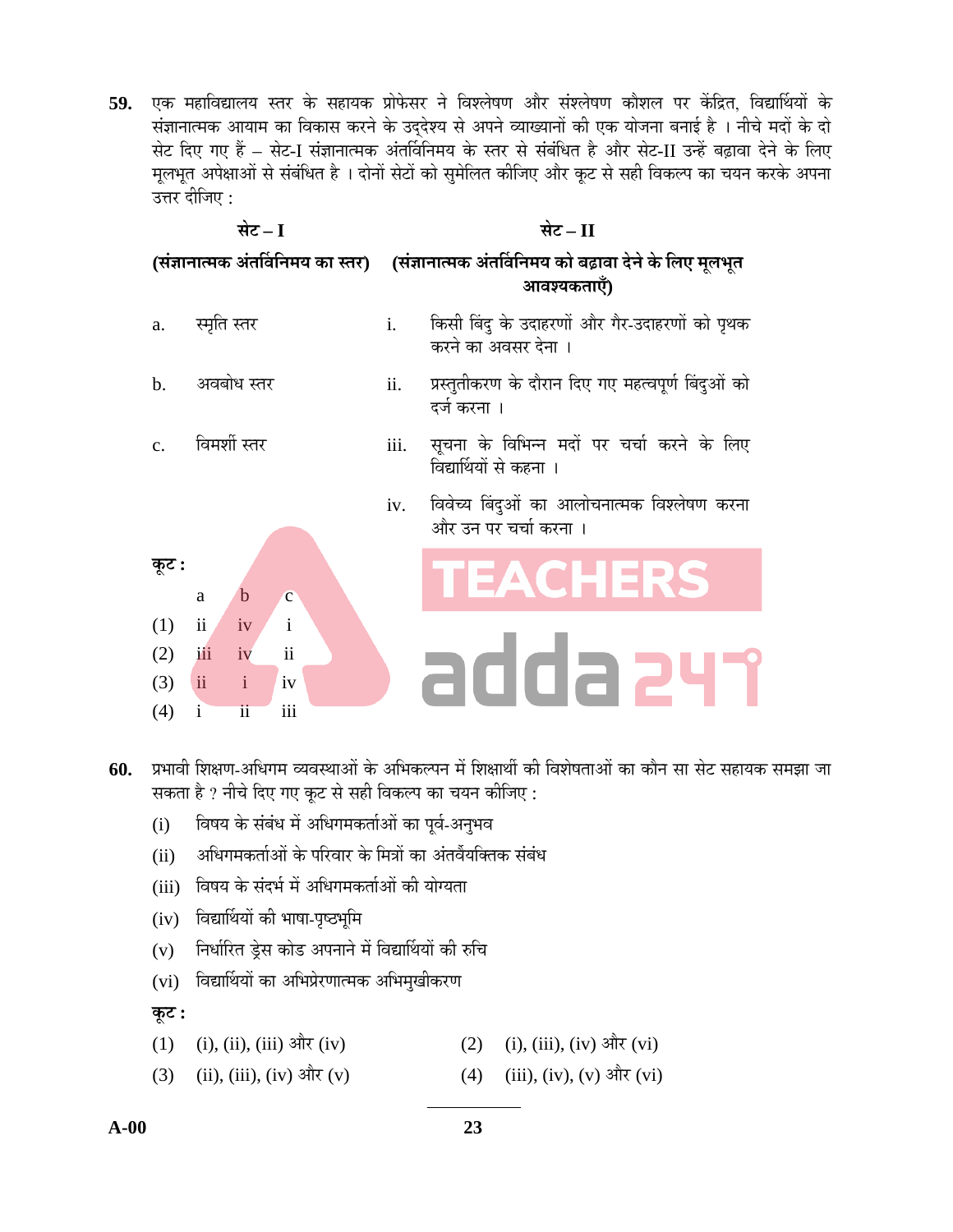**59.** एक महाविद्यालय स्तर के सहायक प्रोफेसर ने विश्लेषण और संश्लेषण कौशल पर केंद्रित, विद्यार्थियों के संज्ञानात्मक आयाम का विकास करने के उद्देश्य से अपने व्याख्यानों की एक योजना बनाई है । नीचे मदों के दो सेट दिए गए हैं – सेट-I संज्ञानात्मक अंतर्विनिमय के स्तर से संबंधित है और सेट-II उन्हें बढ़ावा देने के लिए मूलभूत अपेक्षाओं से संबंधित है । दोनों सेटों को सुमेलित कीजिए और कूट से सही विकल्प का चयन करके अपना उत्तर दीजिए :

| | **सेट – I** | | **सेट – II** |
|---|---|---|---|
| | **(संज्ञानात्मक अंतर्विनिमय का स्तर)** | | **(संज्ञानात्मक अंतर्विनिमय को बढ़ावा देने के लिए मूलभूत आवश्यकताएँ)** |
| a. | स्मृति स्तर | i. | किसी बिंदु के उदाहरणों और गैर-उदाहरणों को पृथक करने का अवसर देना । |
| b. | अवबोध स्तर | ii. | प्रस्तुतीकरण के दौरान दिए गए महत्वपूर्ण बिंदुओं को दर्ज करना । |
| c. | विमर्शी स्तर | iii. | सूचना के विभिन्न मदों पर चर्चा करने के लिए विद्यार्थियों से कहना । |
| | | iv. | विवेच्य बिंदुओं का आलोचनात्मक विश्लेषण करना और उन पर चर्चा करना । |

**कूट :**

| | a | b | c |
|---|---|---|---|
| (1) | ii | iv | i |
| (2) | iii | iv | ii |
| (3) | ii | i | iv |
| (4) | i | ii | iii |

**60.** प्रभावी शिक्षण-अधिगम व्यवस्थाओं के अभिकल्पन में शिक्षार्थी की विशेषताओं का कौन सा सेट सहायक समझा जा सकता है ? नीचे दिए गए कूट से सही विकल्प का चयन कीजिए :

(i) विषय के संबंध में अधिगमकर्ताओं का पूर्व-अनुभव

(ii) अधिगमकर्ताओं के परिवार के मित्रों का अंतर्वैयक्तिक संबंध

(iii) विषय के संदर्भ में अधिगमकर्ताओं की योग्यता

(iv) विद्यार्थियों की भाषा-पृष्ठभूमि

(v) निर्धारित ड्रेस कोड अपनाने में विद्यार्थियों की रुचि

(vi) विद्यार्थियों का अभिप्रेरणात्मक अभिमुखीकरण

**कूट :**

(1) (i), (ii), (iii) और (iv)

(2) (i), (iii), (iv) और (vi)

(3) (ii), (iii), (iv) और (v)

(4) (iii), (iv), (v) और (vi)

A-00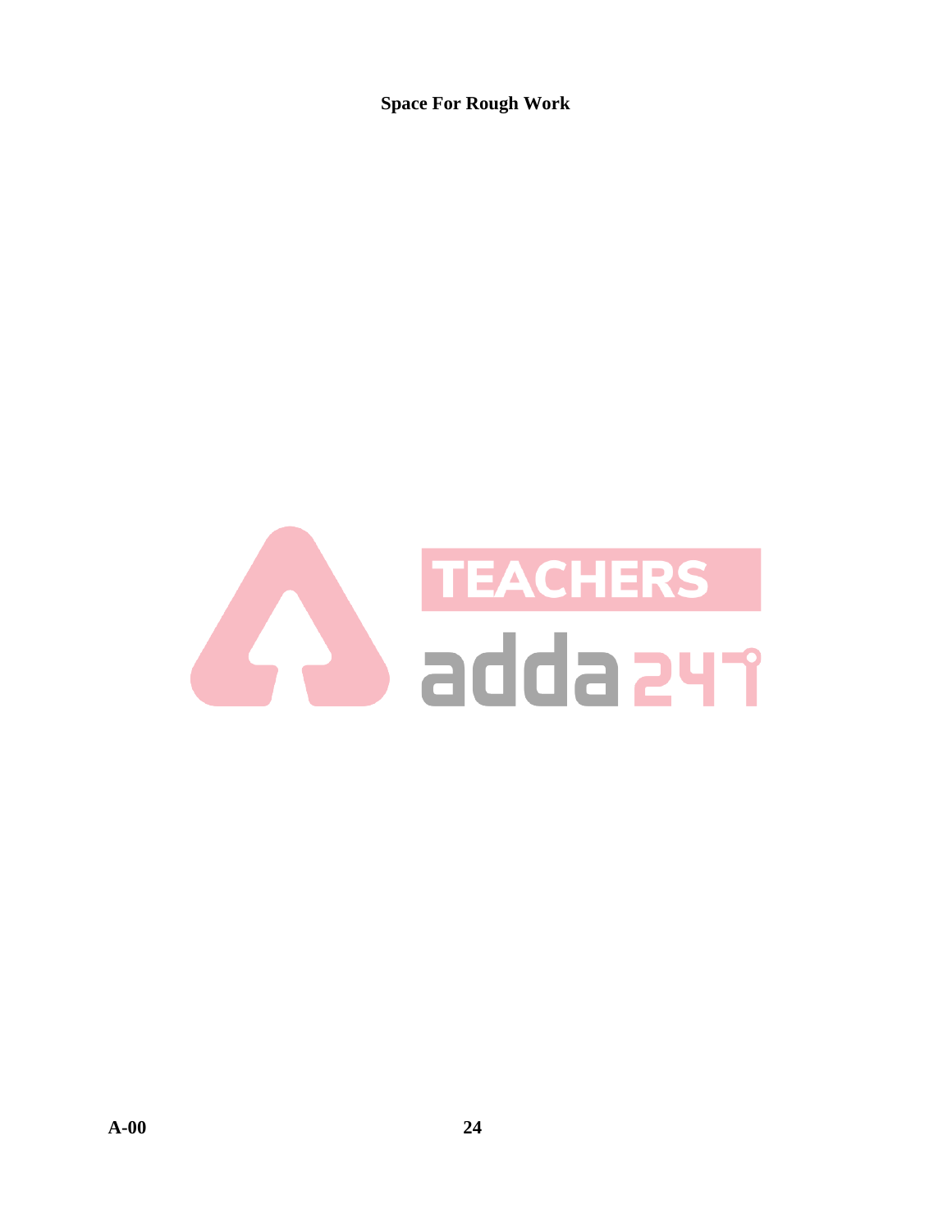**Space For Rough Work**